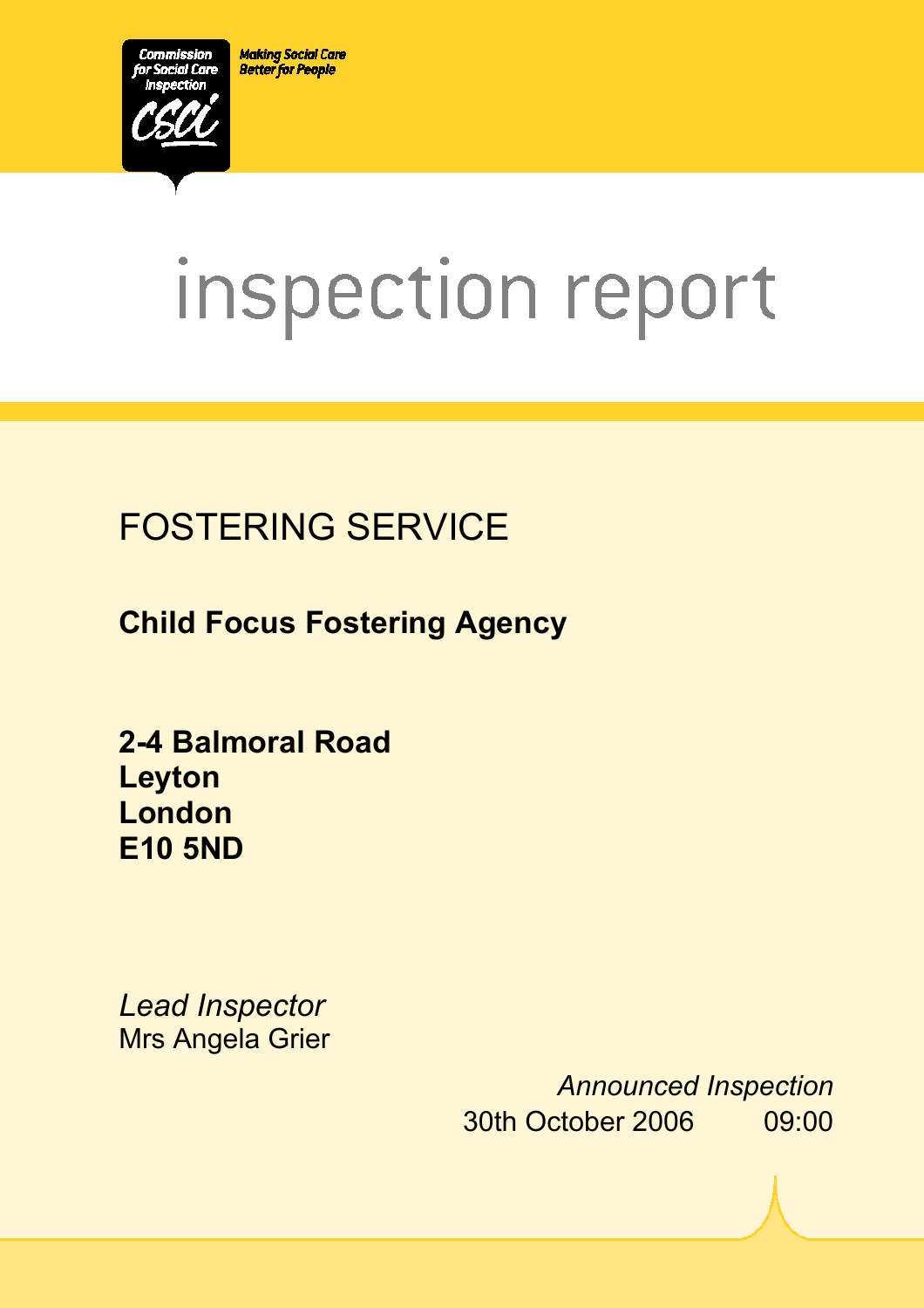Commission for Social Care Inspection

CSCI

Making Social Care Better for People

# inspection report

## FOSTERING SERVICE

**Child Focus Fostering Agency**

**2-4 Balmoral Road**
**Leyton**
**London**
**E10 5ND**

*Lead Inspector*
Mrs Angela Grier

*Announced Inspection*
30th October 2006 09:00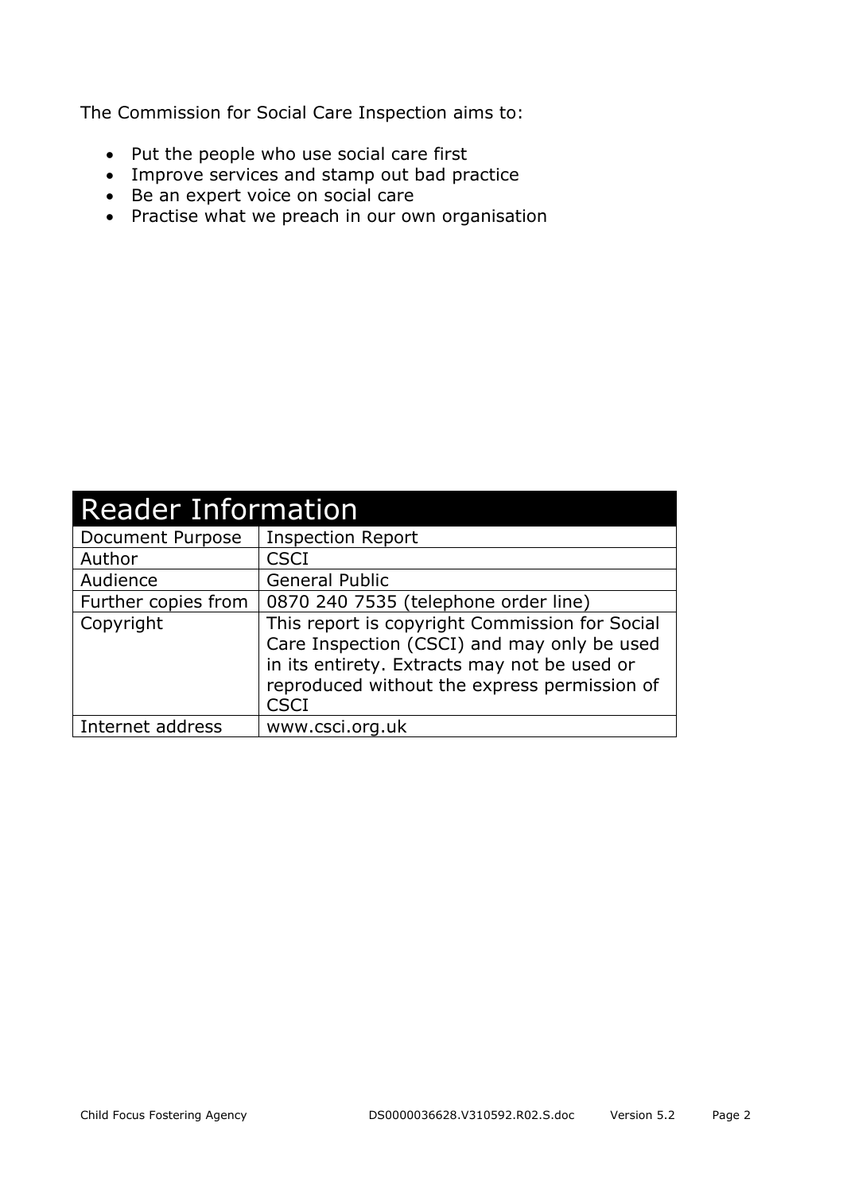The Commission for Social Care Inspection aims to:

- Put the people who use social care first
- Improve services and stamp out bad practice
- Be an expert voice on social care
- Practise what we preach in our own organisation

| Reader Information | |
|---|---|
| Document Purpose | Inspection Report |
| Author | CSCI |
| Audience | General Public |
| Further copies from | 0870 240 7535 (telephone order line) |
| Copyright | This report is copyright Commission for Social Care Inspection (CSCI) and may only be used in its entirety. Extracts may not be used or reproduced without the express permission of CSCI |
| Internet address | www.csci.org.uk |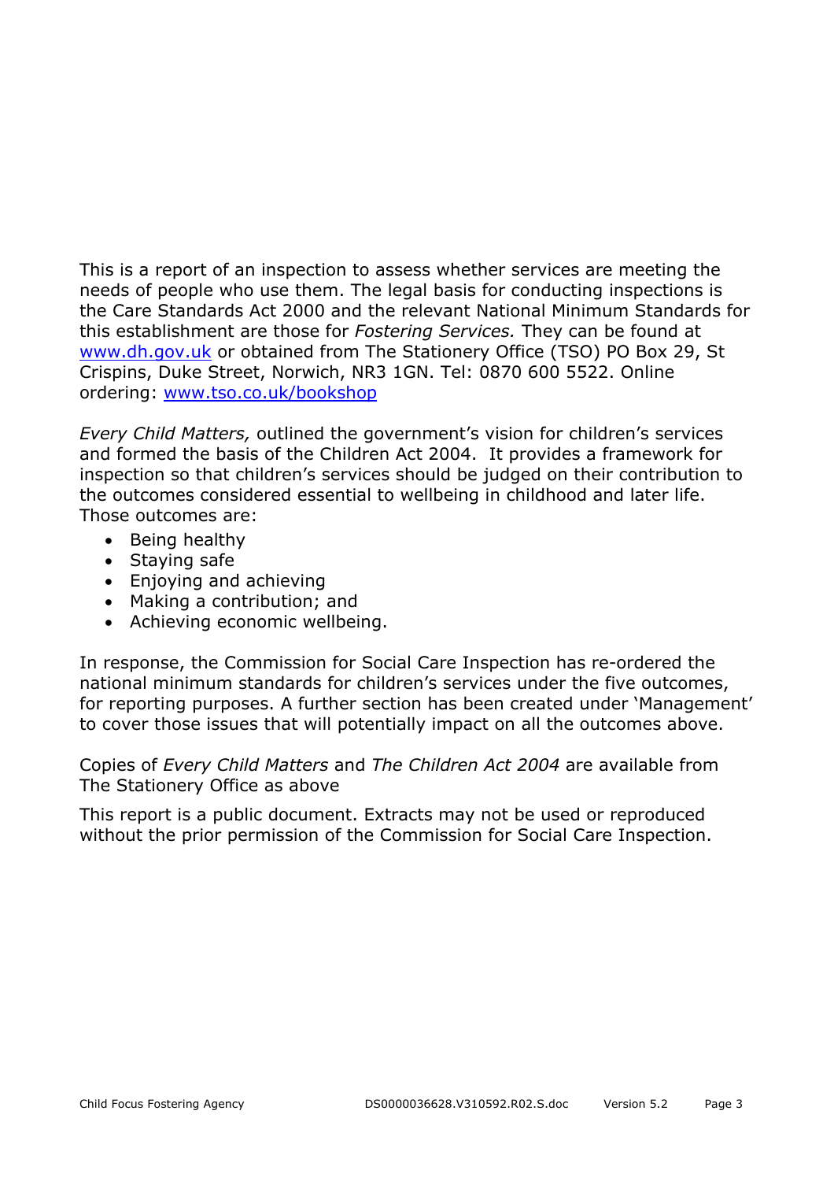This is a report of an inspection to assess whether services are meeting the needs of people who use them. The legal basis for conducting inspections is the Care Standards Act 2000 and the relevant National Minimum Standards for this establishment are those for *Fostering Services.* They can be found at [www.dh.gov.uk](http://www.dh.gov.uk) or obtained from The Stationery Office (TSO) PO Box 29, St Crispins, Duke Street, Norwich, NR3 1GN. Tel: 0870 600 5522. Online ordering: [www.tso.co.uk/bookshop](http://www.tso.co.uk/bookshop)

*Every Child Matters,* outlined the government's vision for children's services and formed the basis of the Children Act 2004. It provides a framework for inspection so that children's services should be judged on their contribution to the outcomes considered essential to wellbeing in childhood and later life. Those outcomes are:

- Being healthy
- Staying safe
- Enjoying and achieving
- Making a contribution; and
- Achieving economic wellbeing.

In response, the Commission for Social Care Inspection has re-ordered the national minimum standards for children's services under the five outcomes, for reporting purposes. A further section has been created under 'Management' to cover those issues that will potentially impact on all the outcomes above.

Copies of *Every Child Matters* and *The Children Act 2004* are available from The Stationery Office as above

This report is a public document. Extracts may not be used or reproduced without the prior permission of the Commission for Social Care Inspection.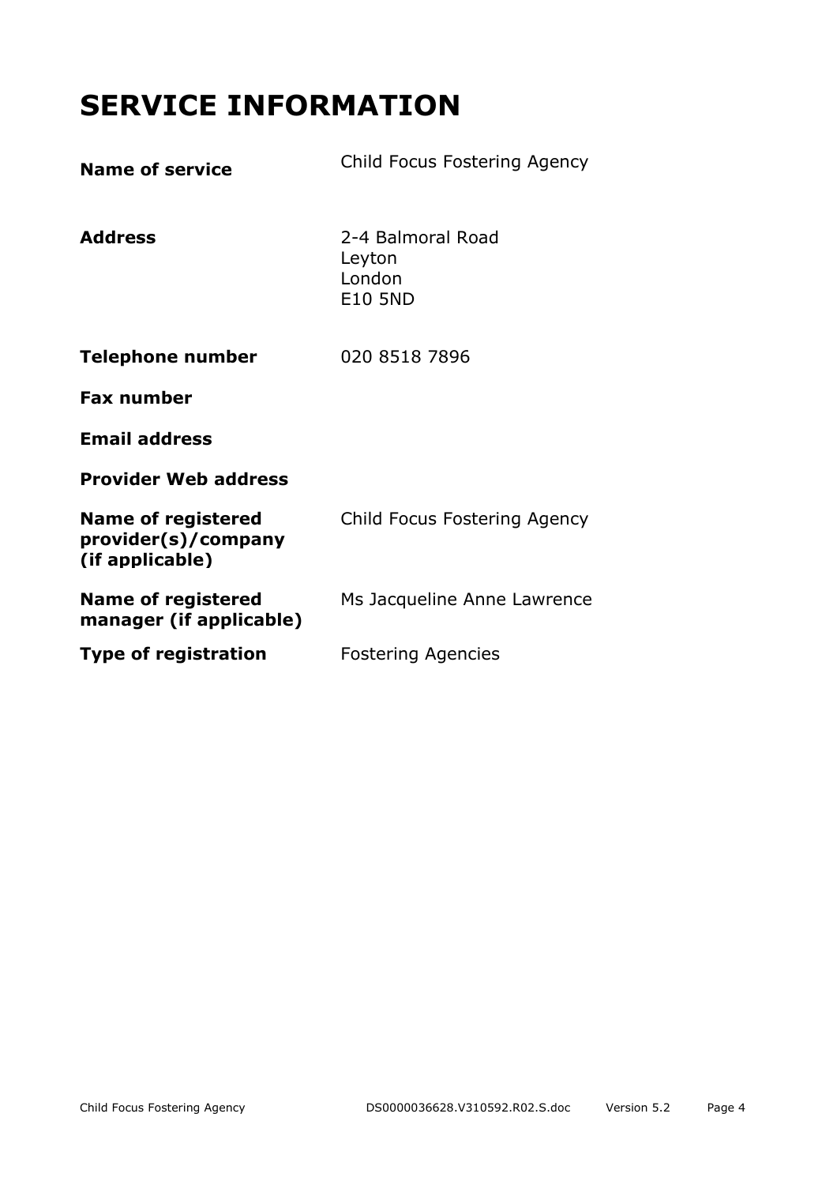# SERVICE INFORMATION

| | |
|---|---|
| **Name of service** | Child Focus Fostering Agency |
| **Address** | 2-4 Balmoral Road<br>Leyton<br>London<br>E10 5ND |
| **Telephone number** | 020 8518 7896 |
| **Fax number** | |
| **Email address** | |
| **Provider Web address** | |
| **Name of registered provider(s)/company (if applicable)** | Child Focus Fostering Agency |
| **Name of registered manager (if applicable)** | Ms Jacqueline Anne Lawrence |
| **Type of registration** | Fostering Agencies |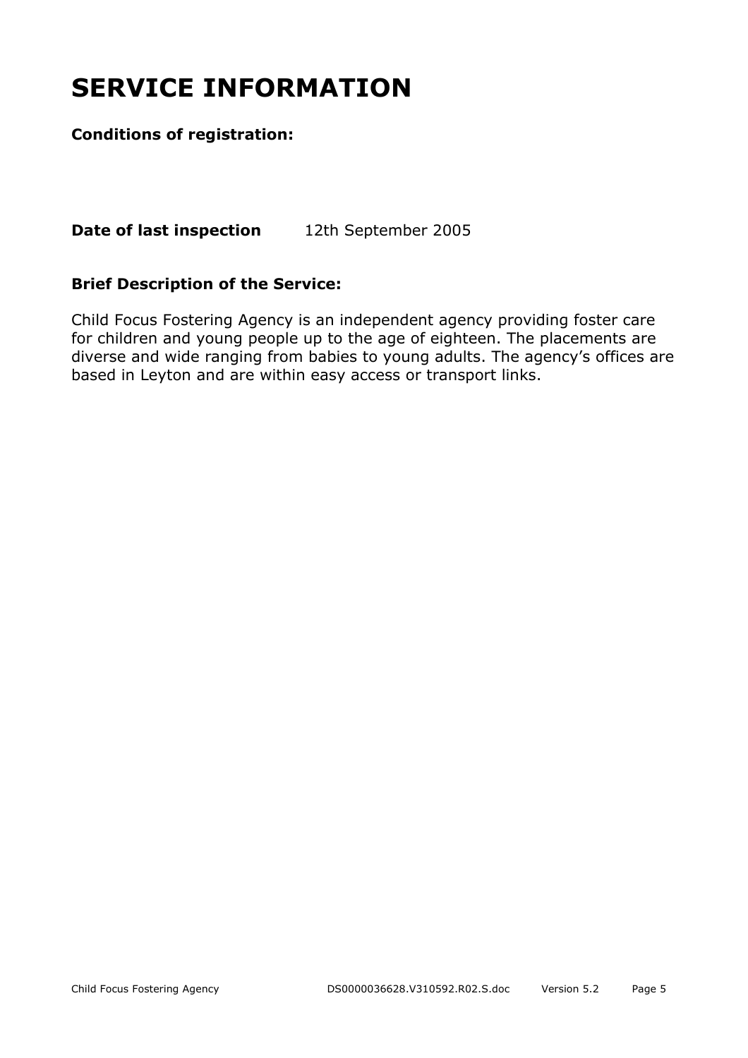# SERVICE INFORMATION

**Conditions of registration:**

**Date of last inspection** 12th September 2005

**Brief Description of the Service:**

Child Focus Fostering Agency is an independent agency providing foster care for children and young people up to the age of eighteen. The placements are diverse and wide ranging from babies to young adults. The agency's offices are based in Leyton and are within easy access or transport links.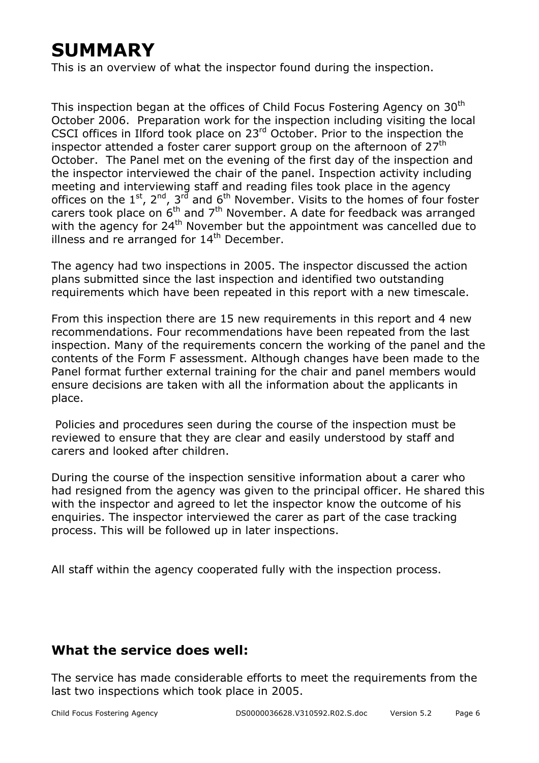# SUMMARY

This is an overview of what the inspector found during the inspection.

This inspection began at the offices of Child Focus Fostering Agency on 30th October 2006. Preparation work for the inspection including visiting the local CSCI offices in Ilford took place on 23rd October. Prior to the inspection the inspector attended a foster carer support group on the afternoon of 27th October. The Panel met on the evening of the first day of the inspection and the inspector interviewed the chair of the panel. Inspection activity including meeting and interviewing staff and reading files took place in the agency offices on the 1st, 2nd, 3rd and 6th November. Visits to the homes of four foster carers took place on 6th and 7th November. A date for feedback was arranged with the agency for 24th November but the appointment was cancelled due to illness and re arranged for 14th December.

The agency had two inspections in 2005. The inspector discussed the action plans submitted since the last inspection and identified two outstanding requirements which have been repeated in this report with a new timescale.

From this inspection there are 15 new requirements in this report and 4 new recommendations. Four recommendations have been repeated from the last inspection. Many of the requirements concern the working of the panel and the contents of the Form F assessment. Although changes have been made to the Panel format further external training for the chair and panel members would ensure decisions are taken with all the information about the applicants in place.

Policies and procedures seen during the course of the inspection must be reviewed to ensure that they are clear and easily understood by staff and carers and looked after children.

During the course of the inspection sensitive information about a carer who had resigned from the agency was given to the principal officer. He shared this with the inspector and agreed to let the inspector know the outcome of his enquiries. The inspector interviewed the carer as part of the case tracking process. This will be followed up in later inspections.

All staff within the agency cooperated fully with the inspection process.

## What the service does well:

The service has made considerable efforts to meet the requirements from the last two inspections which took place in 2005.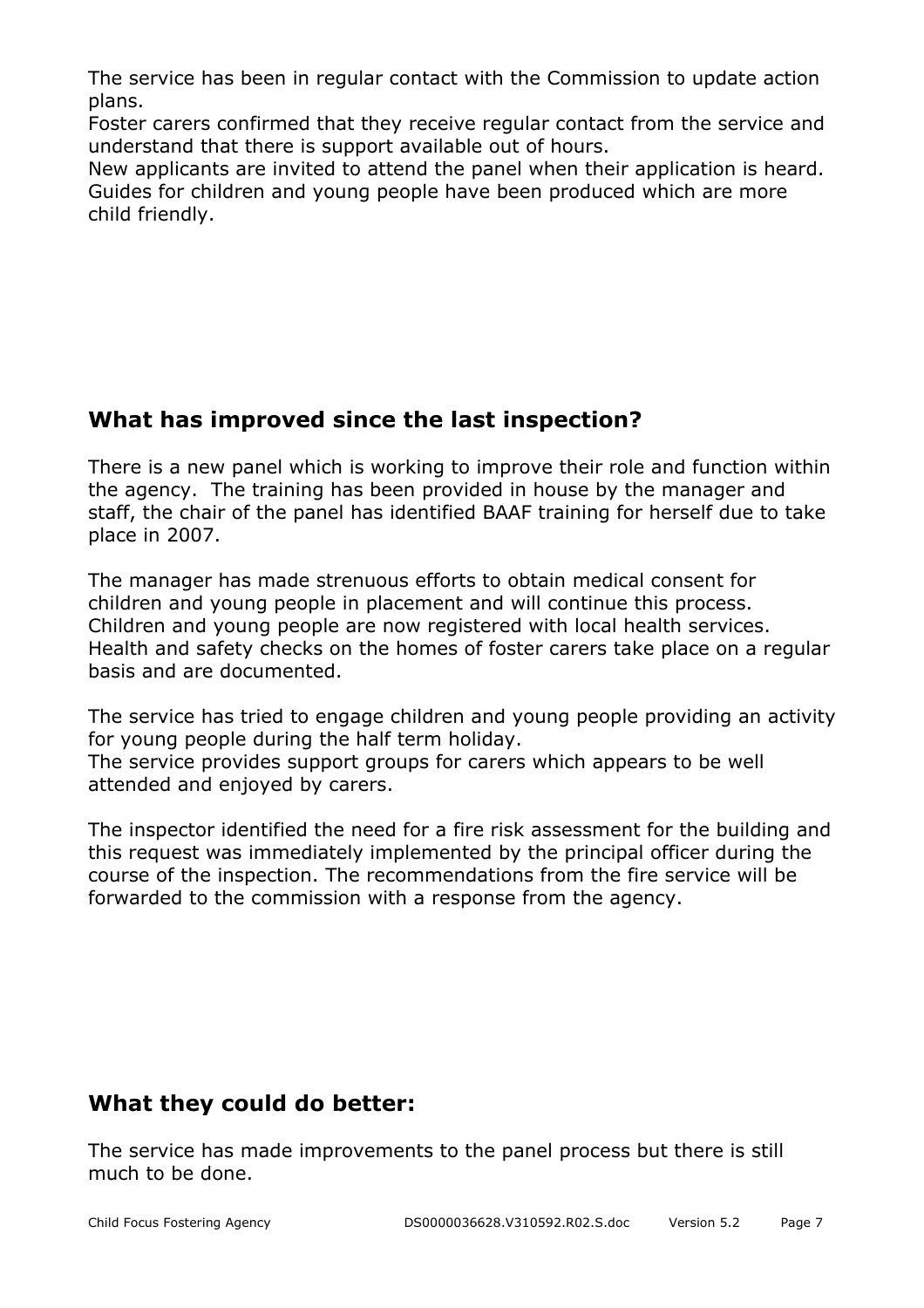The service has been in regular contact with the Commission to update action plans.
Foster carers confirmed that they receive regular contact from the service and understand that there is support available out of hours.
New applicants are invited to attend the panel when their application is heard.
Guides for children and young people have been produced which are more child friendly.

## What has improved since the last inspection?

There is a new panel which is working to improve their role and function within the agency. The training has been provided in house by the manager and staff, the chair of the panel has identified BAAF training for herself due to take place in 2007.

The manager has made strenuous efforts to obtain medical consent for children and young people in placement and will continue this process. Children and young people are now registered with local health services. Health and safety checks on the homes of foster carers take place on a regular basis and are documented.

The service has tried to engage children and young people providing an activity for young people during the half term holiday.
The service provides support groups for carers which appears to be well attended and enjoyed by carers.

The inspector identified the need for a fire risk assessment for the building and this request was immediately implemented by the principal officer during the course of the inspection. The recommendations from the fire service will be forwarded to the commission with a response from the agency.

## What they could do better:

The service has made improvements to the panel process but there is still much to be done.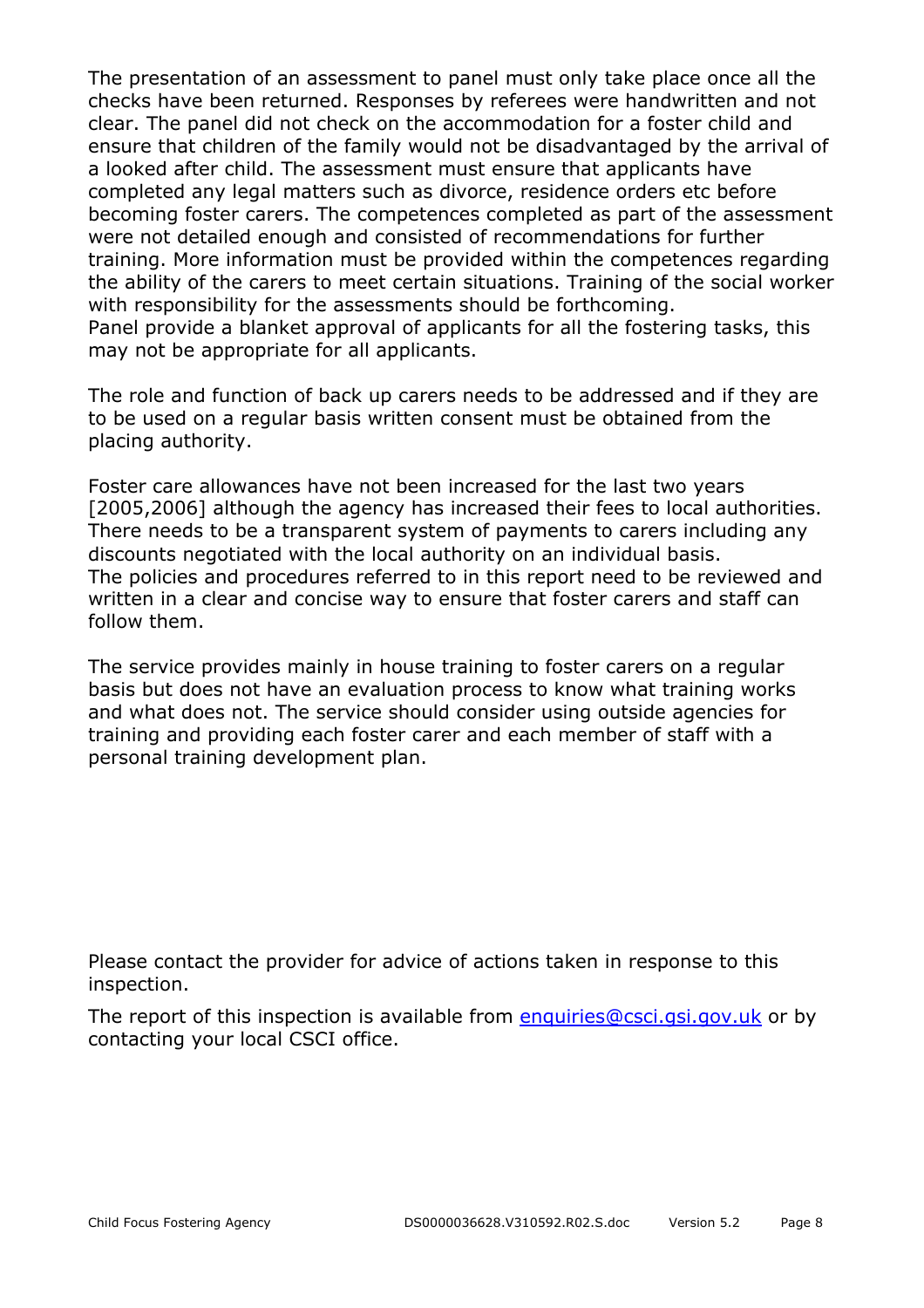The presentation of an assessment to panel must only take place once all the checks have been returned. Responses by referees were handwritten and not clear. The panel did not check on the accommodation for a foster child and ensure that children of the family would not be disadvantaged by the arrival of a looked after child. The assessment must ensure that applicants have completed any legal matters such as divorce, residence orders etc before becoming foster carers. The competences completed as part of the assessment were not detailed enough and consisted of recommendations for further training. More information must be provided within the competences regarding the ability of the carers to meet certain situations. Training of the social worker with responsibility for the assessments should be forthcoming.
Panel provide a blanket approval of applicants for all the fostering tasks, this may not be appropriate for all applicants.

The role and function of back up carers needs to be addressed and if they are to be used on a regular basis written consent must be obtained from the placing authority.

Foster care allowances have not been increased for the last two years [2005,2006] although the agency has increased their fees to local authorities. There needs to be a transparent system of payments to carers including any discounts negotiated with the local authority on an individual basis.
The policies and procedures referred to in this report need to be reviewed and written in a clear and concise way to ensure that foster carers and staff can follow them.

The service provides mainly in house training to foster carers on a regular basis but does not have an evaluation process to know what training works and what does not. The service should consider using outside agencies for training and providing each foster carer and each member of staff with a personal training development plan.

Please contact the provider for advice of actions taken in response to this inspection.

The report of this inspection is available from enquiries@csci.gsi.gov.uk or by contacting your local CSCI office.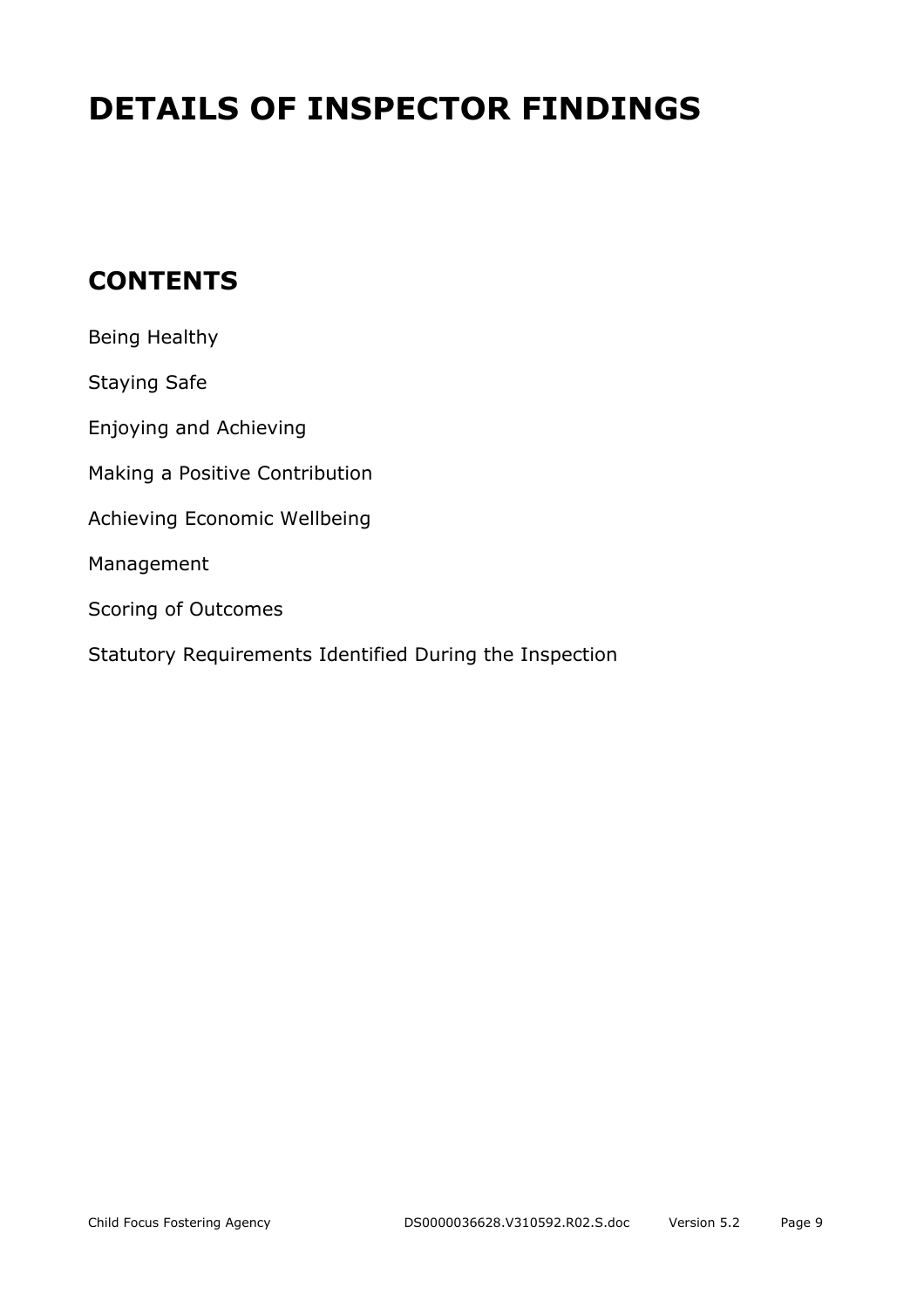# DETAILS OF INSPECTOR FINDINGS

## CONTENTS

Being Healthy

Staying Safe

Enjoying and Achieving

Making a Positive Contribution

Achieving Economic Wellbeing

Management

Scoring of Outcomes

Statutory Requirements Identified During the Inspection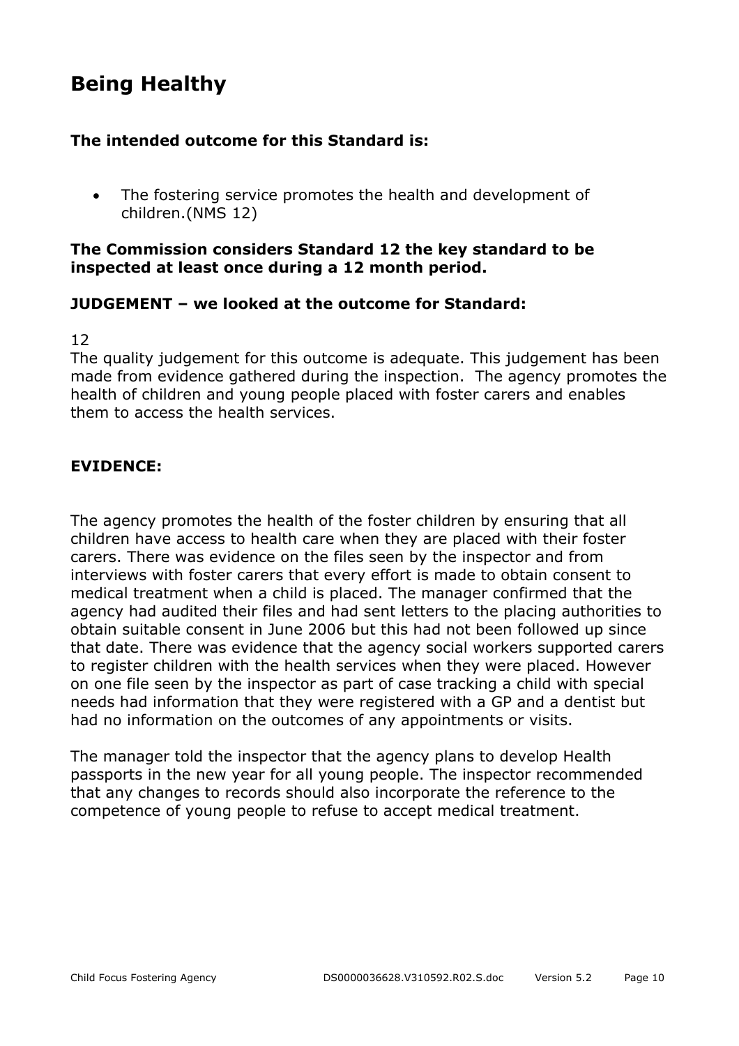# Being Healthy

**The intended outcome for this Standard is:**

- The fostering service promotes the health and development of children.(NMS 12)

**The Commission considers Standard 12 the key standard to be inspected at least once during a 12 month period.**

**JUDGEMENT – we looked at the outcome for Standard:**

12

The quality judgement for this outcome is adequate. This judgement has been made from evidence gathered during the inspection. The agency promotes the health of children and young people placed with foster carers and enables them to access the health services.

**EVIDENCE:**

The agency promotes the health of the foster children by ensuring that all children have access to health care when they are placed with their foster carers. There was evidence on the files seen by the inspector and from interviews with foster carers that every effort is made to obtain consent to medical treatment when a child is placed. The manager confirmed that the agency had audited their files and had sent letters to the placing authorities to obtain suitable consent in June 2006 but this had not been followed up since that date. There was evidence that the agency social workers supported carers to register children with the health services when they were placed. However on one file seen by the inspector as part of case tracking a child with special needs had information that they were registered with a GP and a dentist but had no information on the outcomes of any appointments or visits.

The manager told the inspector that the agency plans to develop Health passports in the new year for all young people. The inspector recommended that any changes to records should also incorporate the reference to the competence of young people to refuse to accept medical treatment.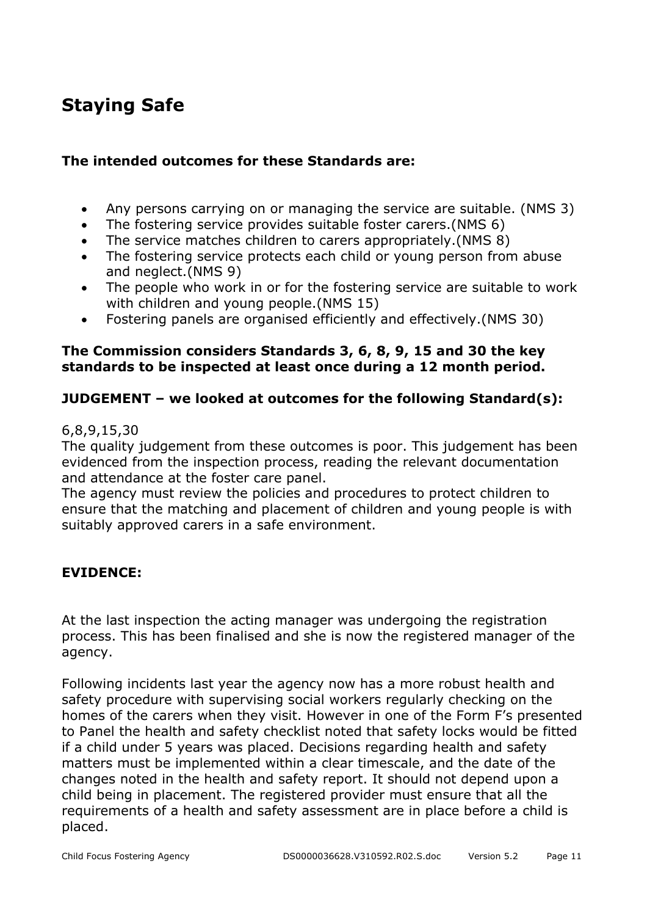## Staying Safe

**The intended outcomes for these Standards are:**

- Any persons carrying on or managing the service are suitable. (NMS 3)
- The fostering service provides suitable foster carers.(NMS 6)
- The service matches children to carers appropriately.(NMS 8)
- The fostering service protects each child or young person from abuse and neglect.(NMS 9)
- The people who work in or for the fostering service are suitable to work with children and young people.(NMS 15)
- Fostering panels are organised efficiently and effectively.(NMS 30)

**The Commission considers Standards 3, 6, 8, 9, 15 and 30 the key standards to be inspected at least once during a 12 month period.**

**JUDGEMENT – we looked at outcomes for the following Standard(s):**

6,8,9,15,30

The quality judgement from these outcomes is poor. This judgement has been evidenced from the inspection process, reading the relevant documentation and attendance at the foster care panel.

The agency must review the policies and procedures to protect children to ensure that the matching and placement of children and young people is with suitably approved carers in a safe environment.

**EVIDENCE:**

At the last inspection the acting manager was undergoing the registration process. This has been finalised and she is now the registered manager of the agency.

Following incidents last year the agency now has a more robust health and safety procedure with supervising social workers regularly checking on the homes of the carers when they visit. However in one of the Form F's presented to Panel the health and safety checklist noted that safety locks would be fitted if a child under 5 years was placed. Decisions regarding health and safety matters must be implemented within a clear timescale, and the date of the changes noted in the health and safety report. It should not depend upon a child being in placement. The registered provider must ensure that all the requirements of a health and safety assessment are in place before a child is placed.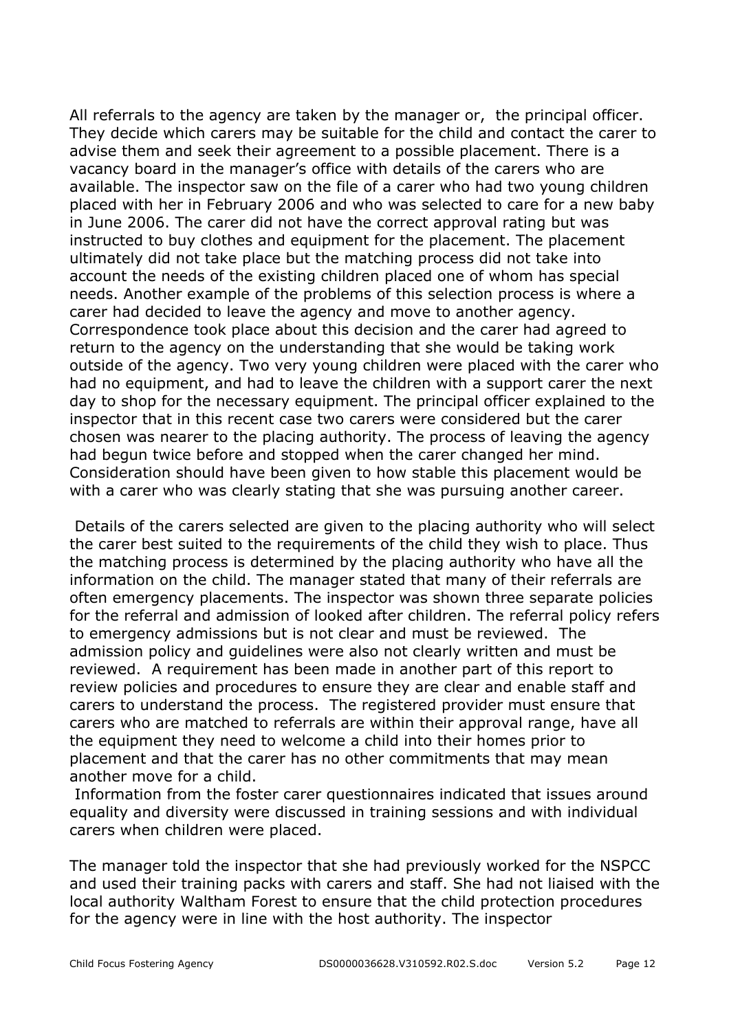All referrals to the agency are taken by the manager or,  the principal officer. They decide which carers may be suitable for the child and contact the carer to advise them and seek their agreement to a possible placement. There is a vacancy board in the manager's office with details of the carers who are available. The inspector saw on the file of a carer who had two young children placed with her in February 2006 and who was selected to care for a new baby in June 2006. The carer did not have the correct approval rating but was instructed to buy clothes and equipment for the placement. The placement ultimately did not take place but the matching process did not take into account the needs of the existing children placed one of whom has special needs. Another example of the problems of this selection process is where a carer had decided to leave the agency and move to another agency. Correspondence took place about this decision and the carer had agreed to return to the agency on the understanding that she would be taking work outside of the agency. Two very young children were placed with the carer who had no equipment, and had to leave the children with a support carer the next day to shop for the necessary equipment. The principal officer explained to the inspector that in this recent case two carers were considered but the carer chosen was nearer to the placing authority. The process of leaving the agency had begun twice before and stopped when the carer changed her mind. Consideration should have been given to how stable this placement would be with a carer who was clearly stating that she was pursuing another career.

Details of the carers selected are given to the placing authority who will select the carer best suited to the requirements of the child they wish to place. Thus the matching process is determined by the placing authority who have all the information on the child. The manager stated that many of their referrals are often emergency placements. The inspector was shown three separate policies for the referral and admission of looked after children. The referral policy refers to emergency admissions but is not clear and must be reviewed.  The admission policy and guidelines were also not clearly written and must be reviewed.  A requirement has been made in another part of this report to review policies and procedures to ensure they are clear and enable staff and carers to understand the process.  The registered provider must ensure that carers who are matched to referrals are within their approval range, have all the equipment they need to welcome a child into their homes prior to placement and that the carer has no other commitments that may mean another move for a child.
Information from the foster carer questionnaires indicated that issues around equality and diversity were discussed in training sessions and with individual carers when children were placed.

The manager told the inspector that she had previously worked for the NSPCC and used their training packs with carers and staff. She had not liaised with the local authority Waltham Forest to ensure that the child protection procedures for the agency were in line with the host authority. The inspector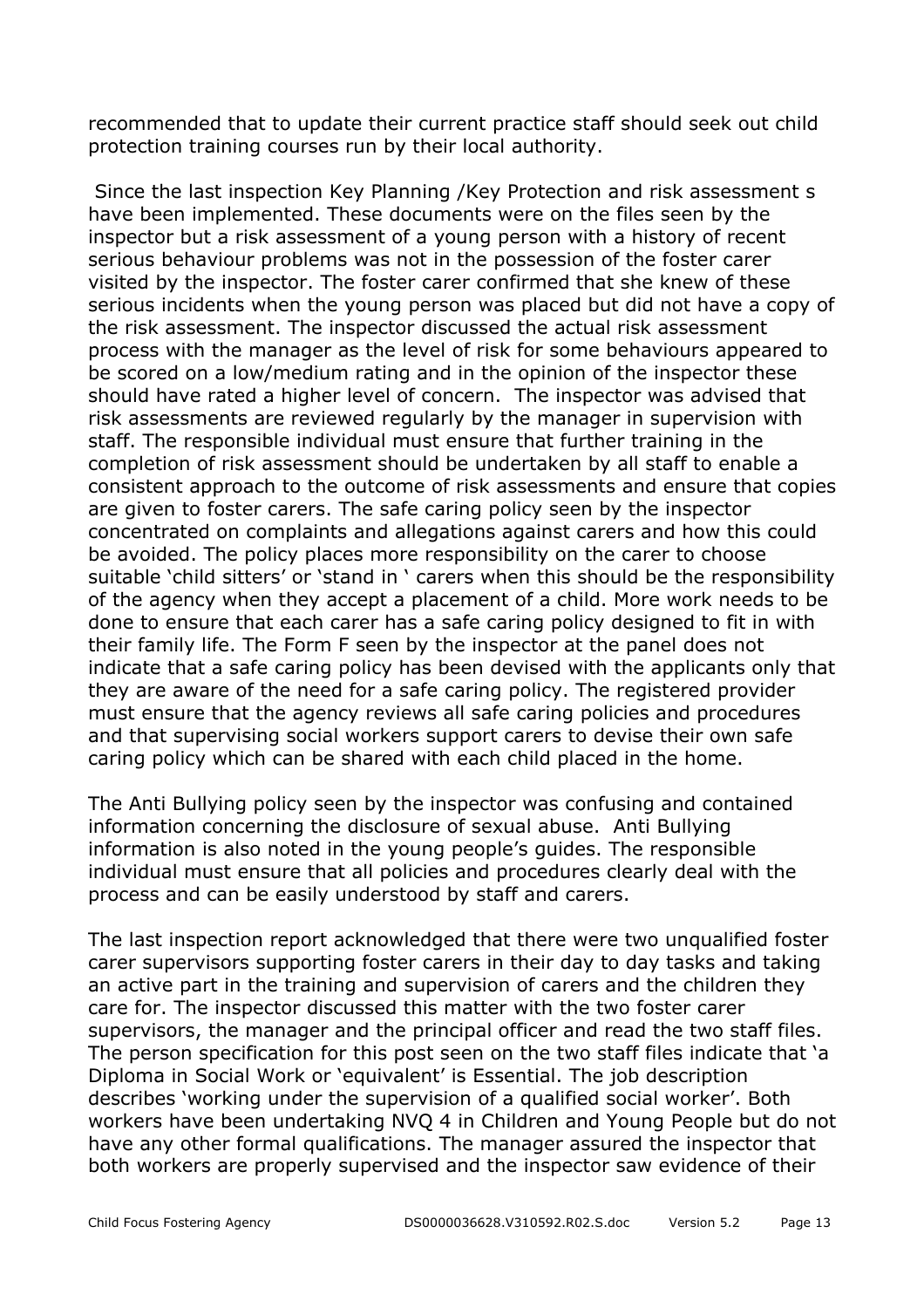recommended that to update their current practice staff should seek out child protection training courses run by their local authority.

Since the last inspection Key Planning /Key Protection and risk assessment s have been implemented. These documents were on the files seen by the inspector but a risk assessment of a young person with a history of recent serious behaviour problems was not in the possession of the foster carer visited by the inspector. The foster carer confirmed that she knew of these serious incidents when the young person was placed but did not have a copy of the risk assessment. The inspector discussed the actual risk assessment process with the manager as the level of risk for some behaviours appeared to be scored on a low/medium rating and in the opinion of the inspector these should have rated a higher level of concern. The inspector was advised that risk assessments are reviewed regularly by the manager in supervision with staff. The responsible individual must ensure that further training in the completion of risk assessment should be undertaken by all staff to enable a consistent approach to the outcome of risk assessments and ensure that copies are given to foster carers. The safe caring policy seen by the inspector concentrated on complaints and allegations against carers and how this could be avoided. The policy places more responsibility on the carer to choose suitable 'child sitters' or 'stand in ' carers when this should be the responsibility of the agency when they accept a placement of a child. More work needs to be done to ensure that each carer has a safe caring policy designed to fit in with their family life. The Form F seen by the inspector at the panel does not indicate that a safe caring policy has been devised with the applicants only that they are aware of the need for a safe caring policy. The registered provider must ensure that the agency reviews all safe caring policies and procedures and that supervising social workers support carers to devise their own safe caring policy which can be shared with each child placed in the home.

The Anti Bullying policy seen by the inspector was confusing and contained information concerning the disclosure of sexual abuse. Anti Bullying information is also noted in the young people's guides. The responsible individual must ensure that all policies and procedures clearly deal with the process and can be easily understood by staff and carers.

The last inspection report acknowledged that there were two unqualified foster carer supervisors supporting foster carers in their day to day tasks and taking an active part in the training and supervision of carers and the children they care for. The inspector discussed this matter with the two foster carer supervisors, the manager and the principal officer and read the two staff files. The person specification for this post seen on the two staff files indicate that 'a Diploma in Social Work or 'equivalent' is Essential. The job description describes 'working under the supervision of a qualified social worker'. Both workers have been undertaking NVQ 4 in Children and Young People but do not have any other formal qualifications. The manager assured the inspector that both workers are properly supervised and the inspector saw evidence of their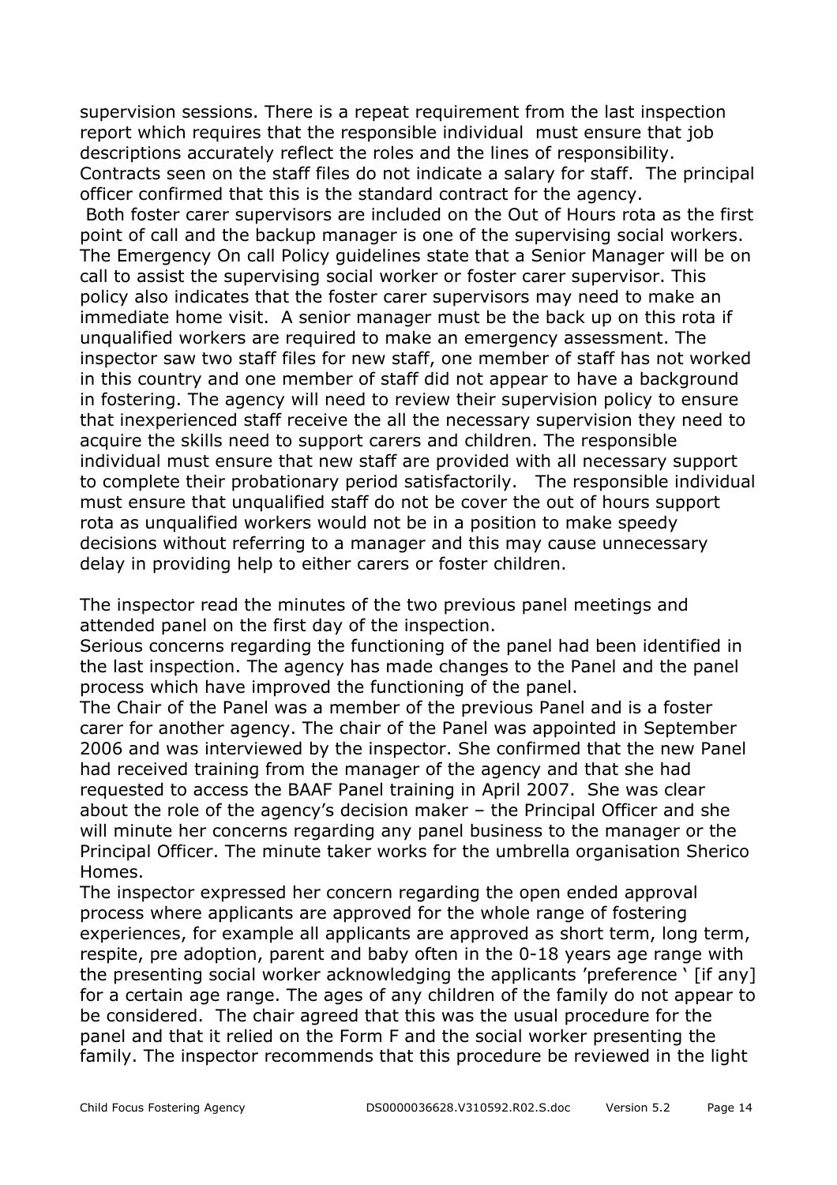supervision sessions. There is a repeat requirement from the last inspection report which requires that the responsible individual must ensure that job descriptions accurately reflect the roles and the lines of responsibility. Contracts seen on the staff files do not indicate a salary for staff. The principal officer confirmed that this is the standard contract for the agency.

Both foster carer supervisors are included on the Out of Hours rota as the first point of call and the backup manager is one of the supervising social workers. The Emergency On call Policy guidelines state that a Senior Manager will be on call to assist the supervising social worker or foster carer supervisor. This policy also indicates that the foster carer supervisors may need to make an immediate home visit. A senior manager must be the back up on this rota if unqualified workers are required to make an emergency assessment. The inspector saw two staff files for new staff, one member of staff has not worked in this country and one member of staff did not appear to have a background in fostering. The agency will need to review their supervision policy to ensure that inexperienced staff receive the all the necessary supervision they need to acquire the skills need to support carers and children. The responsible individual must ensure that new staff are provided with all necessary support to complete their probationary period satisfactorily. The responsible individual must ensure that unqualified staff do not be cover the out of hours support rota as unqualified workers would not be in a position to make speedy decisions without referring to a manager and this may cause unnecessary delay in providing help to either carers or foster children.

The inspector read the minutes of the two previous panel meetings and attended panel on the first day of the inspection.

Serious concerns regarding the functioning of the panel had been identified in the last inspection. The agency has made changes to the Panel and the panel process which have improved the functioning of the panel.

The Chair of the Panel was a member of the previous Panel and is a foster carer for another agency. The chair of the Panel was appointed in September 2006 and was interviewed by the inspector. She confirmed that the new Panel had received training from the manager of the agency and that she had requested to access the BAAF Panel training in April 2007. She was clear about the role of the agency's decision maker – the Principal Officer and she will minute her concerns regarding any panel business to the manager or the Principal Officer. The minute taker works for the umbrella organisation Sherico Homes.

The inspector expressed her concern regarding the open ended approval process where applicants are approved for the whole range of fostering experiences, for example all applicants are approved as short term, long term, respite, pre adoption, parent and baby often in the 0-18 years age range with the presenting social worker acknowledging the applicants 'preference ' [if any] for a certain age range. The ages of any children of the family do not appear to be considered. The chair agreed that this was the usual procedure for the panel and that it relied on the Form F and the social worker presenting the family. The inspector recommends that this procedure be reviewed in the light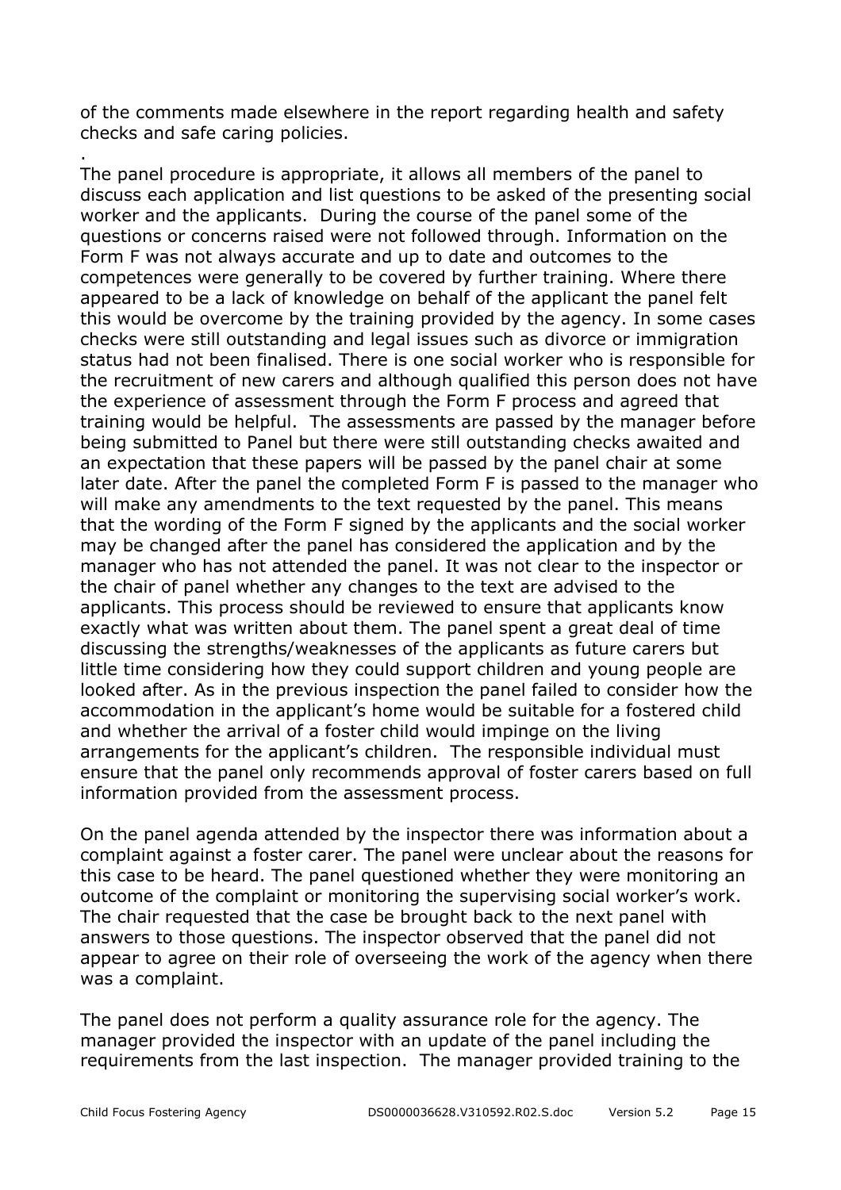of the comments made elsewhere in the report regarding health and safety checks and safe caring policies.

.
The panel procedure is appropriate, it allows all members of the panel to discuss each application and list questions to be asked of the presenting social worker and the applicants. During the course of the panel some of the questions or concerns raised were not followed through. Information on the Form F was not always accurate and up to date and outcomes to the competences were generally to be covered by further training. Where there appeared to be a lack of knowledge on behalf of the applicant the panel felt this would be overcome by the training provided by the agency. In some cases checks were still outstanding and legal issues such as divorce or immigration status had not been finalised. There is one social worker who is responsible for the recruitment of new carers and although qualified this person does not have the experience of assessment through the Form F process and agreed that training would be helpful. The assessments are passed by the manager before being submitted to Panel but there were still outstanding checks awaited and an expectation that these papers will be passed by the panel chair at some later date. After the panel the completed Form F is passed to the manager who will make any amendments to the text requested by the panel. This means that the wording of the Form F signed by the applicants and the social worker may be changed after the panel has considered the application and by the manager who has not attended the panel. It was not clear to the inspector or the chair of panel whether any changes to the text are advised to the applicants. This process should be reviewed to ensure that applicants know exactly what was written about them. The panel spent a great deal of time discussing the strengths/weaknesses of the applicants as future carers but little time considering how they could support children and young people are looked after. As in the previous inspection the panel failed to consider how the accommodation in the applicant's home would be suitable for a fostered child and whether the arrival of a foster child would impinge on the living arrangements for the applicant's children. The responsible individual must ensure that the panel only recommends approval of foster carers based on full information provided from the assessment process.

On the panel agenda attended by the inspector there was information about a complaint against a foster carer. The panel were unclear about the reasons for this case to be heard. The panel questioned whether they were monitoring an outcome of the complaint or monitoring the supervising social worker's work. The chair requested that the case be brought back to the next panel with answers to those questions. The inspector observed that the panel did not appear to agree on their role of overseeing the work of the agency when there was a complaint.

The panel does not perform a quality assurance role for the agency. The manager provided the inspector with an update of the panel including the requirements from the last inspection. The manager provided training to the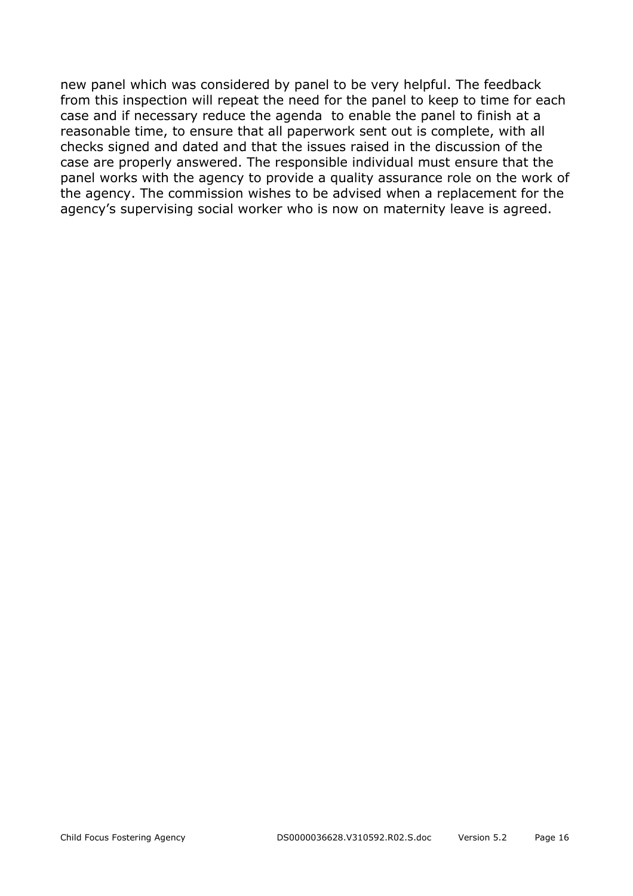new panel which was considered by panel to be very helpful. The feedback from this inspection will repeat the need for the panel to keep to time for each case and if necessary reduce the agenda to enable the panel to finish at a reasonable time, to ensure that all paperwork sent out is complete, with all checks signed and dated and that the issues raised in the discussion of the case are properly answered. The responsible individual must ensure that the panel works with the agency to provide a quality assurance role on the work of the agency. The commission wishes to be advised when a replacement for the agency's supervising social worker who is now on maternity leave is agreed.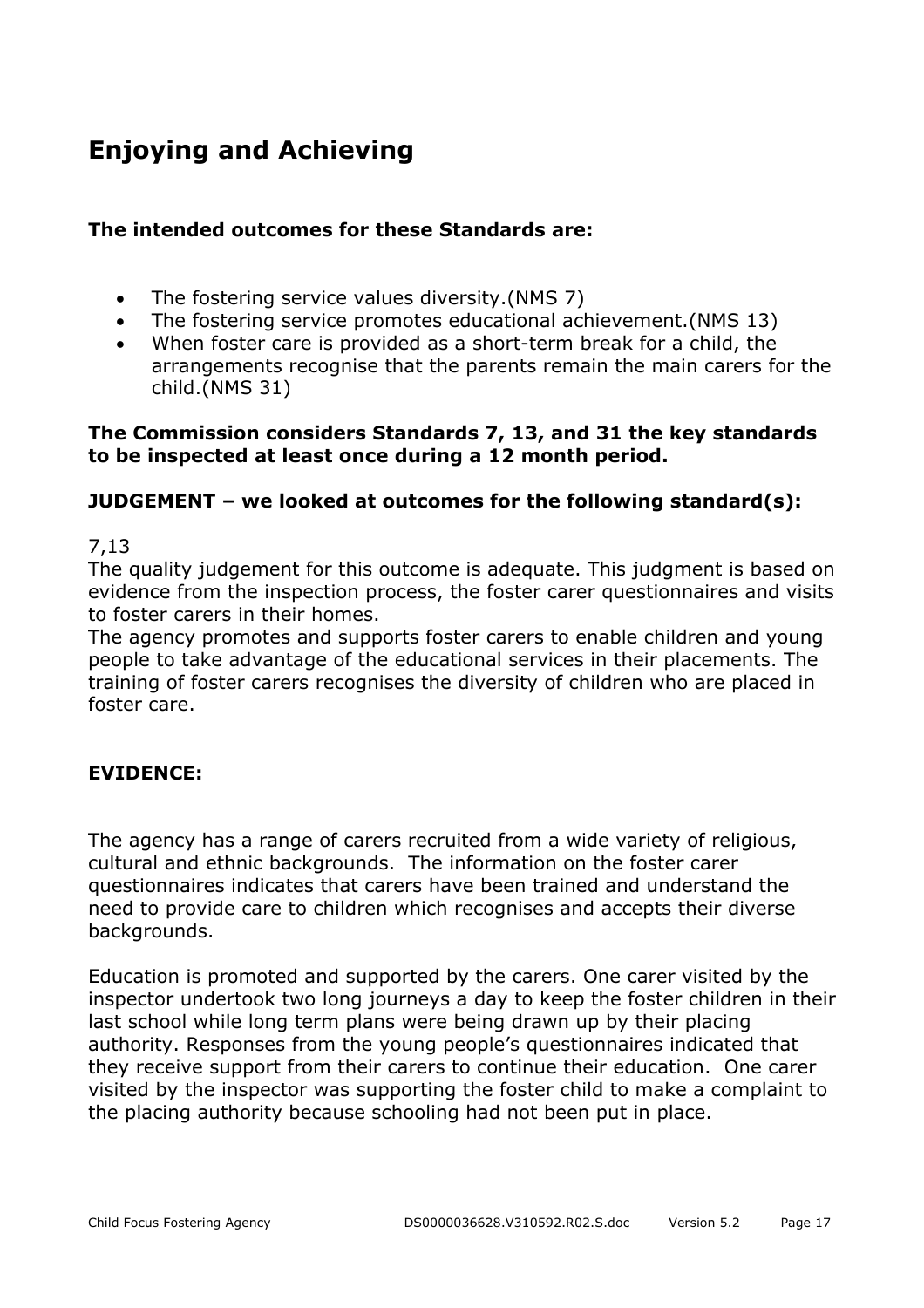## Enjoying and Achieving

**The intended outcomes for these Standards are:**

- The fostering service values diversity.(NMS 7)
- The fostering service promotes educational achievement.(NMS 13)
- When foster care is provided as a short-term break for a child, the arrangements recognise that the parents remain the main carers for the child.(NMS 31)

**The Commission considers Standards 7, 13, and 31 the key standards to be inspected at least once during a 12 month period.**

**JUDGEMENT – we looked at outcomes for the following standard(s):**

7,13

The quality judgement for this outcome is adequate. This judgment is based on evidence from the inspection process, the foster carer questionnaires and visits to foster carers in their homes.

The agency promotes and supports foster carers to enable children and young people to take advantage of the educational services in their placements. The training of foster carers recognises the diversity of children who are placed in foster care.

**EVIDENCE:**

The agency has a range of carers recruited from a wide variety of religious, cultural and ethnic backgrounds. The information on the foster carer questionnaires indicates that carers have been trained and understand the need to provide care to children which recognises and accepts their diverse backgrounds.

Education is promoted and supported by the carers. One carer visited by the inspector undertook two long journeys a day to keep the foster children in their last school while long term plans were being drawn up by their placing authority. Responses from the young people's questionnaires indicated that they receive support from their carers to continue their education. One carer visited by the inspector was supporting the foster child to make a complaint to the placing authority because schooling had not been put in place.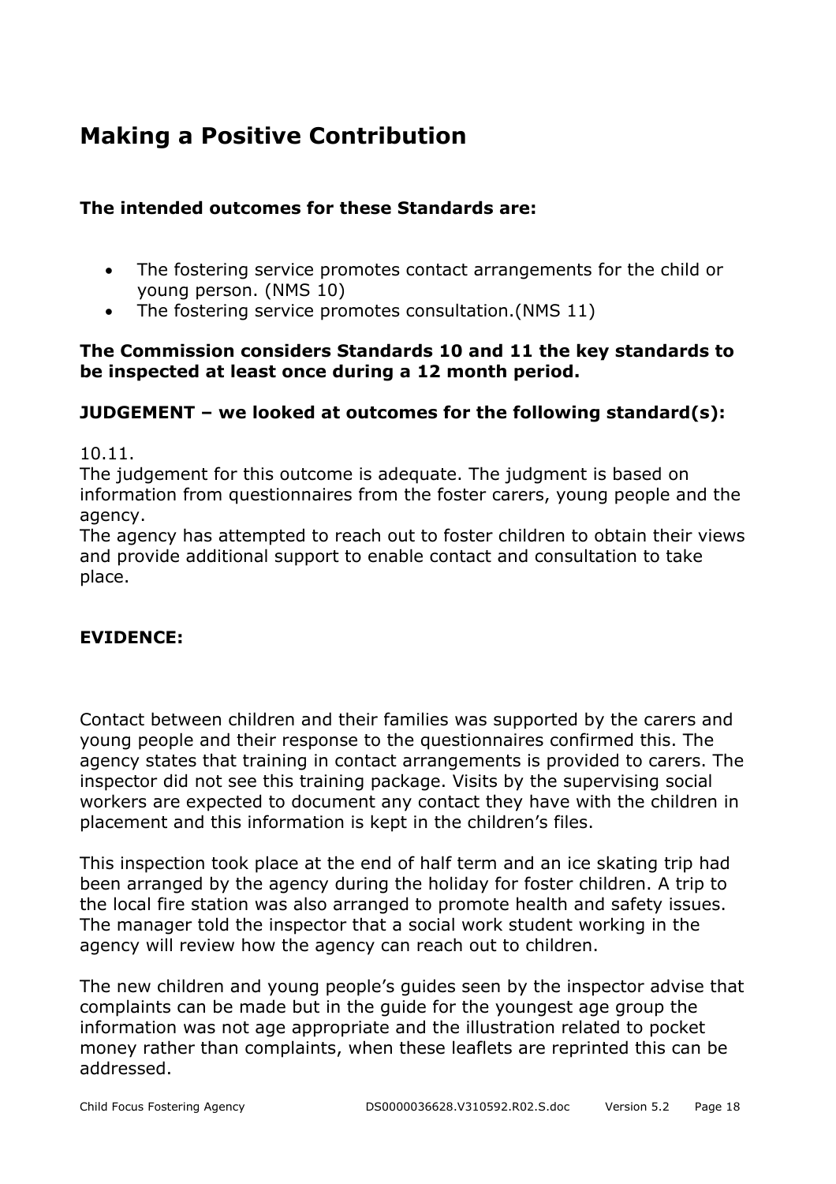# Making a Positive Contribution

**The intended outcomes for these Standards are:**

- The fostering service promotes contact arrangements for the child or young person. (NMS 10)
- The fostering service promotes consultation.(NMS 11)

**The Commission considers Standards 10 and 11 the key standards to be inspected at least once during a 12 month period.**

**JUDGEMENT – we looked at outcomes for the following standard(s):**

10.11.
The judgement for this outcome is adequate. The judgment is based on information from questionnaires from the foster carers, young people and the agency.
The agency has attempted to reach out to foster children to obtain their views and provide additional support to enable contact and consultation to take place.

**EVIDENCE:**

Contact between children and their families was supported by the carers and young people and their response to the questionnaires confirmed this. The agency states that training in contact arrangements is provided to carers. The inspector did not see this training package. Visits by the supervising social workers are expected to document any contact they have with the children in placement and this information is kept in the children's files.

This inspection took place at the end of half term and an ice skating trip had been arranged by the agency during the holiday for foster children. A trip to the local fire station was also arranged to promote health and safety issues. The manager told the inspector that a social work student working in the agency will review how the agency can reach out to children.

The new children and young people's guides seen by the inspector advise that complaints can be made but in the guide for the youngest age group the information was not age appropriate and the illustration related to pocket money rather than complaints, when these leaflets are reprinted this can be addressed.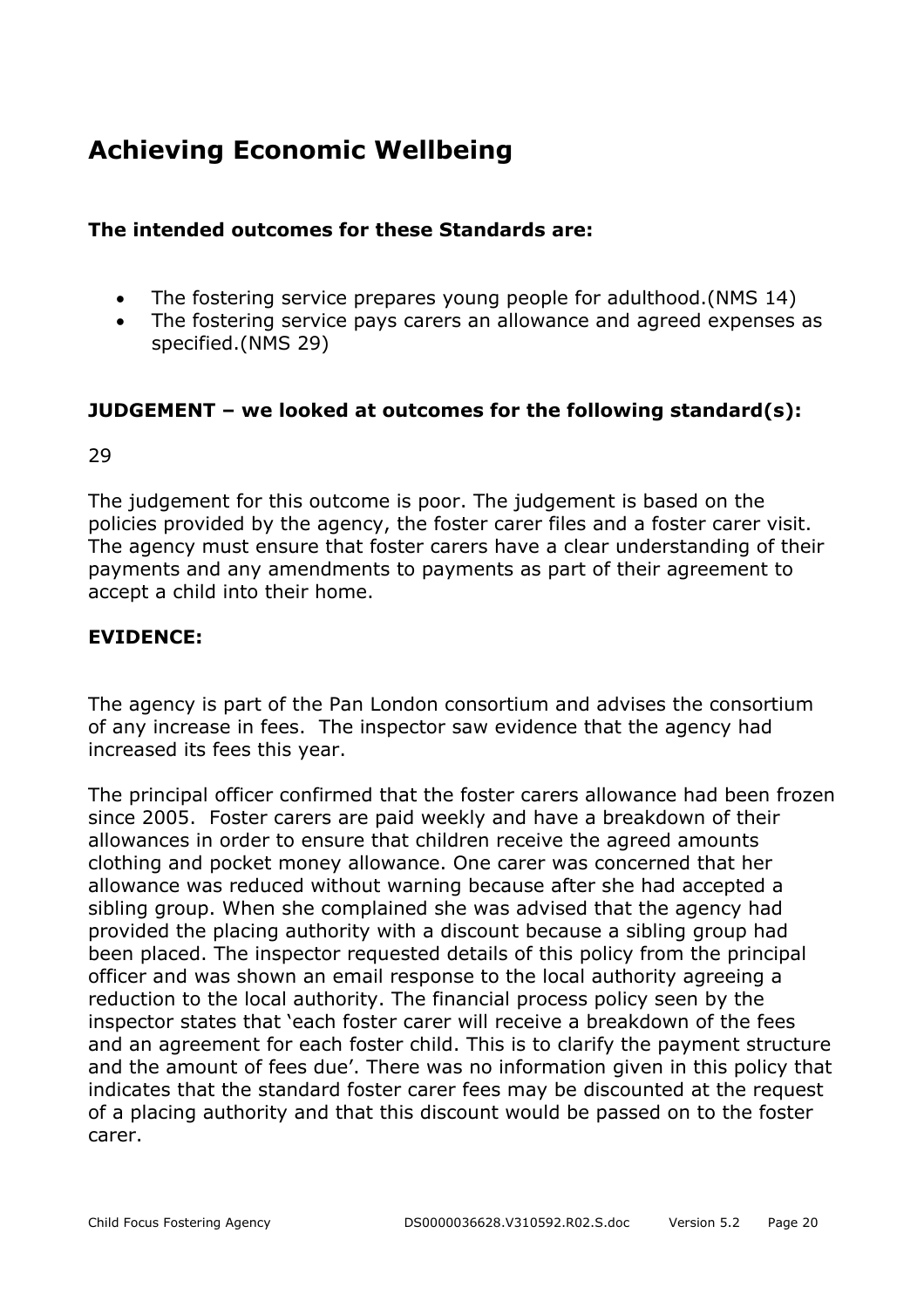# Achieving Economic Wellbeing

**The intended outcomes for these Standards are:**

- The fostering service prepares young people for adulthood.(NMS 14)
- The fostering service pays carers an allowance and agreed expenses as specified.(NMS 29)

**JUDGEMENT – we looked at outcomes for the following standard(s):**

29

The judgement for this outcome is poor. The judgement is based on the policies provided by the agency, the foster carer files and a foster carer visit. The agency must ensure that foster carers have a clear understanding of their payments and any amendments to payments as part of their agreement to accept a child into their home.

**EVIDENCE:**

The agency is part of the Pan London consortium and advises the consortium of any increase in fees. The inspector saw evidence that the agency had increased its fees this year.

The principal officer confirmed that the foster carers allowance had been frozen since 2005. Foster carers are paid weekly and have a breakdown of their allowances in order to ensure that children receive the agreed amounts clothing and pocket money allowance. One carer was concerned that her allowance was reduced without warning because after she had accepted a sibling group. When she complained she was advised that the agency had provided the placing authority with a discount because a sibling group had been placed. The inspector requested details of this policy from the principal officer and was shown an email response to the local authority agreeing a reduction to the local authority. The financial process policy seen by the inspector states that 'each foster carer will receive a breakdown of the fees and an agreement for each foster child. This is to clarify the payment structure and the amount of fees due'. There was no information given in this policy that indicates that the standard foster carer fees may be discounted at the request of a placing authority and that this discount would be passed on to the foster carer.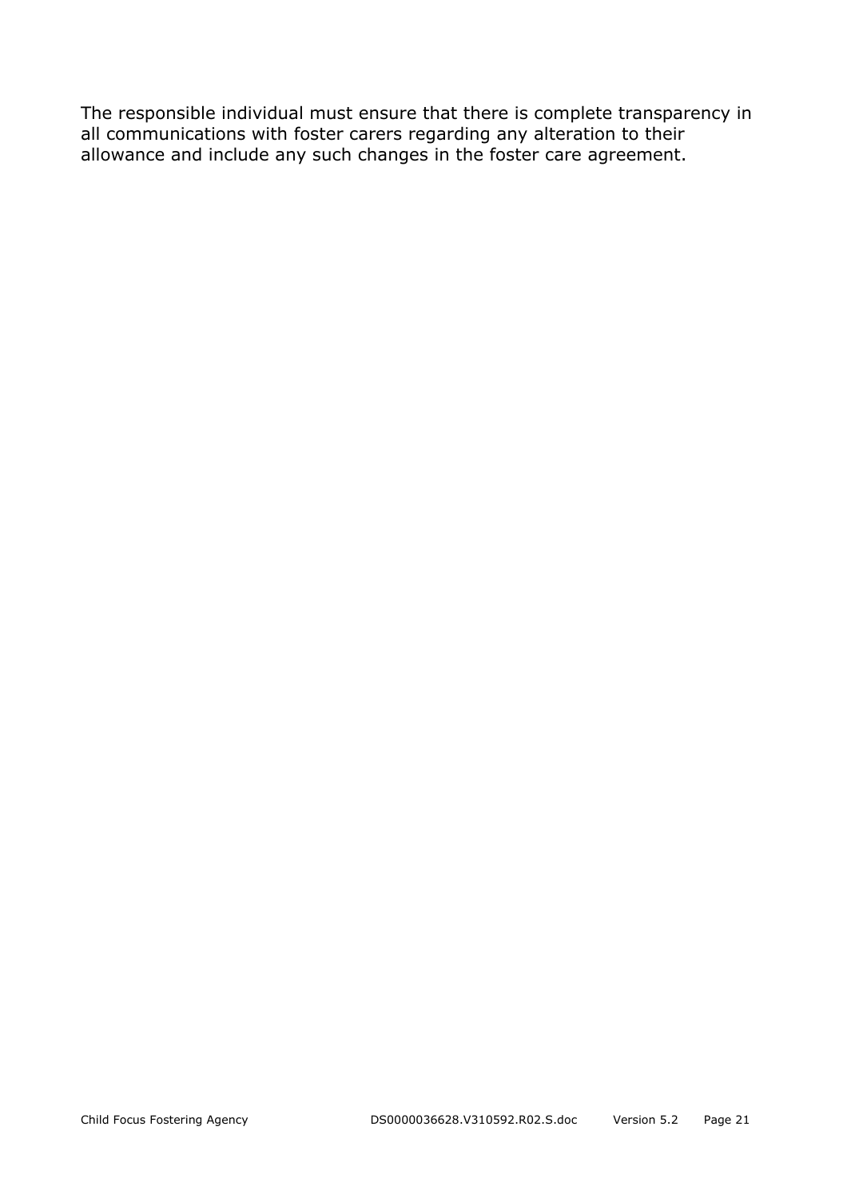The responsible individual must ensure that there is complete transparency in all communications with foster carers regarding any alteration to their allowance and include any such changes in the foster care agreement.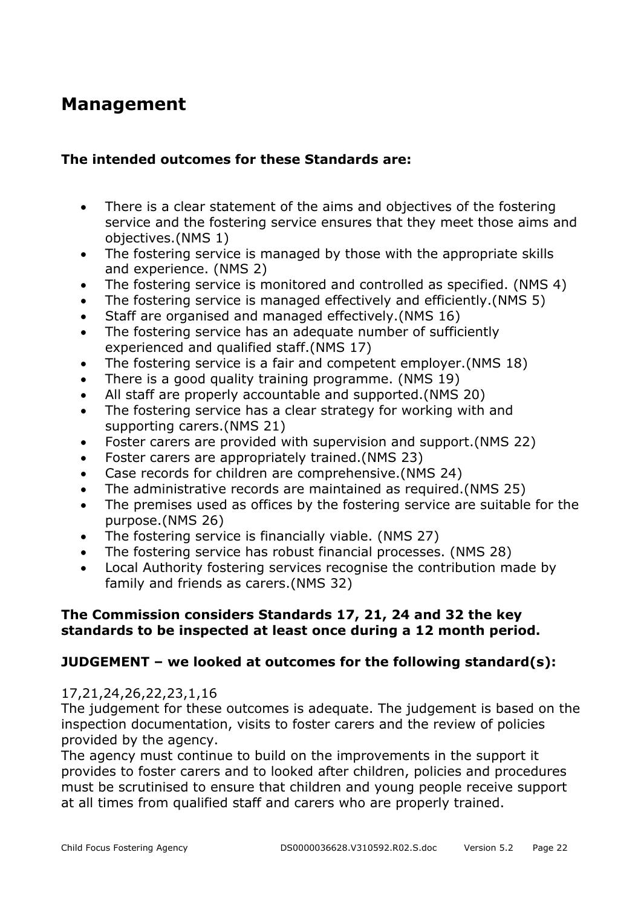## Management

**The intended outcomes for these Standards are:**

- There is a clear statement of the aims and objectives of the fostering service and the fostering service ensures that they meet those aims and objectives.(NMS 1)
- The fostering service is managed by those with the appropriate skills and experience. (NMS 2)
- The fostering service is monitored and controlled as specified. (NMS 4)
- The fostering service is managed effectively and efficiently.(NMS 5)
- Staff are organised and managed effectively.(NMS 16)
- The fostering service has an adequate number of sufficiently experienced and qualified staff.(NMS 17)
- The fostering service is a fair and competent employer.(NMS 18)
- There is a good quality training programme. (NMS 19)
- All staff are properly accountable and supported.(NMS 20)
- The fostering service has a clear strategy for working with and supporting carers.(NMS 21)
- Foster carers are provided with supervision and support.(NMS 22)
- Foster carers are appropriately trained.(NMS 23)
- Case records for children are comprehensive.(NMS 24)
- The administrative records are maintained as required.(NMS 25)
- The premises used as offices by the fostering service are suitable for the purpose.(NMS 26)
- The fostering service is financially viable. (NMS 27)
- The fostering service has robust financial processes. (NMS 28)
- Local Authority fostering services recognise the contribution made by family and friends as carers.(NMS 32)

**The Commission considers Standards 17, 21, 24 and 32 the key standards to be inspected at least once during a 12 month period.**

**JUDGEMENT – we looked at outcomes for the following standard(s):**

17,21,24,26,22,23,1,16

The judgement for these outcomes is adequate. The judgement is based on the inspection documentation, visits to foster carers and the review of policies provided by the agency.

The agency must continue to build on the improvements in the support it provides to foster carers and to looked after children, policies and procedures must be scrutinised to ensure that children and young people receive support at all times from qualified staff and carers who are properly trained.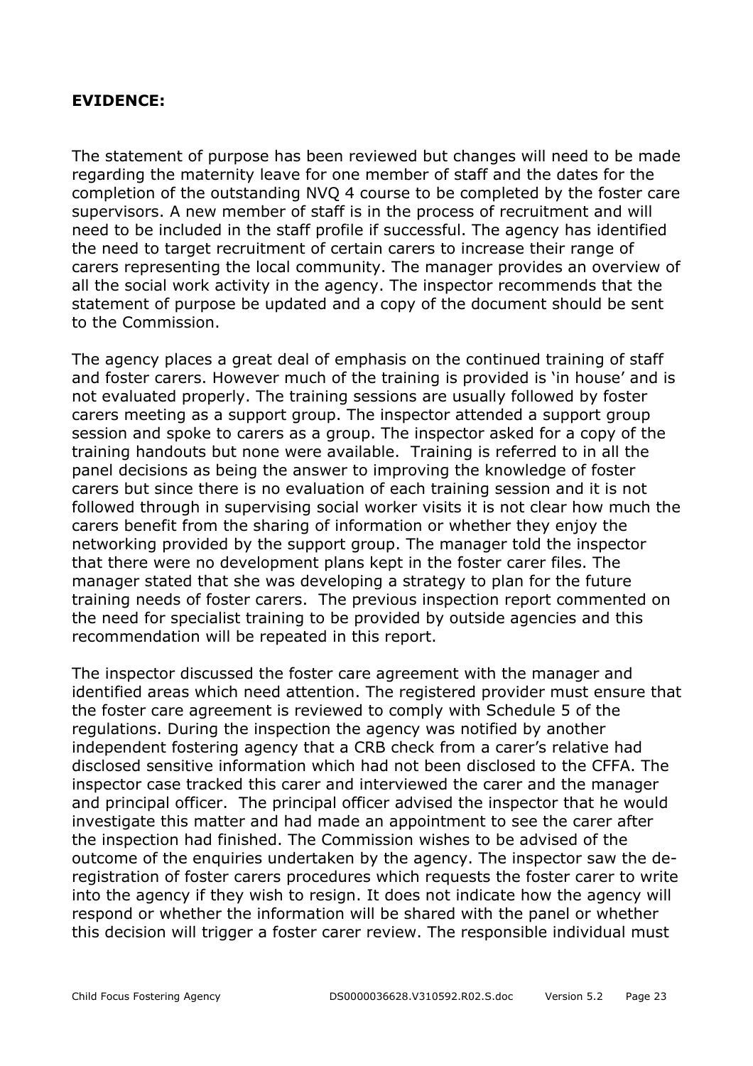**EVIDENCE:**

The statement of purpose has been reviewed but changes will need to be made regarding the maternity leave for one member of staff and the dates for the completion of the outstanding NVQ 4 course to be completed by the foster care supervisors. A new member of staff is in the process of recruitment and will need to be included in the staff profile if successful. The agency has identified the need to target recruitment of certain carers to increase their range of carers representing the local community. The manager provides an overview of all the social work activity in the agency. The inspector recommends that the statement of purpose be updated and a copy of the document should be sent to the Commission.

The agency places a great deal of emphasis on the continued training of staff and foster carers. However much of the training is provided is 'in house' and is not evaluated properly. The training sessions are usually followed by foster carers meeting as a support group. The inspector attended a support group session and spoke to carers as a group. The inspector asked for a copy of the training handouts but none were available. Training is referred to in all the panel decisions as being the answer to improving the knowledge of foster carers but since there is no evaluation of each training session and it is not followed through in supervising social worker visits it is not clear how much the carers benefit from the sharing of information or whether they enjoy the networking provided by the support group. The manager told the inspector that there were no development plans kept in the foster carer files. The manager stated that she was developing a strategy to plan for the future training needs of foster carers. The previous inspection report commented on the need for specialist training to be provided by outside agencies and this recommendation will be repeated in this report.

The inspector discussed the foster care agreement with the manager and identified areas which need attention. The registered provider must ensure that the foster care agreement is reviewed to comply with Schedule 5 of the regulations. During the inspection the agency was notified by another independent fostering agency that a CRB check from a carer's relative had disclosed sensitive information which had not been disclosed to the CFFA. The inspector case tracked this carer and interviewed the carer and the manager and principal officer. The principal officer advised the inspector that he would investigate this matter and had made an appointment to see the carer after the inspection had finished. The Commission wishes to be advised of the outcome of the enquiries undertaken by the agency. The inspector saw the de-registration of foster carers procedures which requests the foster carer to write into the agency if they wish to resign. It does not indicate how the agency will respond or whether the information will be shared with the panel or whether this decision will trigger a foster carer review. The responsible individual must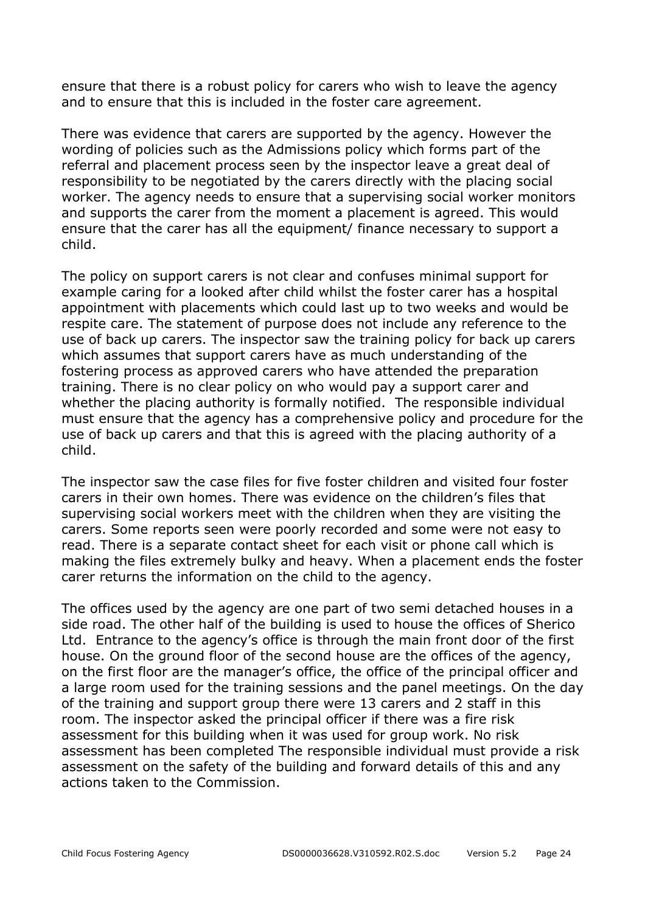ensure that there is a robust policy for carers who wish to leave the agency and to ensure that this is included in the foster care agreement.

There was evidence that carers are supported by the agency. However the wording of policies such as the Admissions policy which forms part of the referral and placement process seen by the inspector leave a great deal of responsibility to be negotiated by the carers directly with the placing social worker. The agency needs to ensure that a supervising social worker monitors and supports the carer from the moment a placement is agreed. This would ensure that the carer has all the equipment/ finance necessary to support a child.

The policy on support carers is not clear and confuses minimal support for example caring for a looked after child whilst the foster carer has a hospital appointment with placements which could last up to two weeks and would be respite care. The statement of purpose does not include any reference to the use of back up carers. The inspector saw the training policy for back up carers which assumes that support carers have as much understanding of the fostering process as approved carers who have attended the preparation training. There is no clear policy on who would pay a support carer and whether the placing authority is formally notified. The responsible individual must ensure that the agency has a comprehensive policy and procedure for the use of back up carers and that this is agreed with the placing authority of a child.

The inspector saw the case files for five foster children and visited four foster carers in their own homes. There was evidence on the children's files that supervising social workers meet with the children when they are visiting the carers. Some reports seen were poorly recorded and some were not easy to read. There is a separate contact sheet for each visit or phone call which is making the files extremely bulky and heavy. When a placement ends the foster carer returns the information on the child to the agency.

The offices used by the agency are one part of two semi detached houses in a side road. The other half of the building is used to house the offices of Sherico Ltd. Entrance to the agency's office is through the main front door of the first house. On the ground floor of the second house are the offices of the agency, on the first floor are the manager's office, the office of the principal officer and a large room used for the training sessions and the panel meetings. On the day of the training and support group there were 13 carers and 2 staff in this room. The inspector asked the principal officer if there was a fire risk assessment for this building when it was used for group work. No risk assessment has been completed The responsible individual must provide a risk assessment on the safety of the building and forward details of this and any actions taken to the Commission.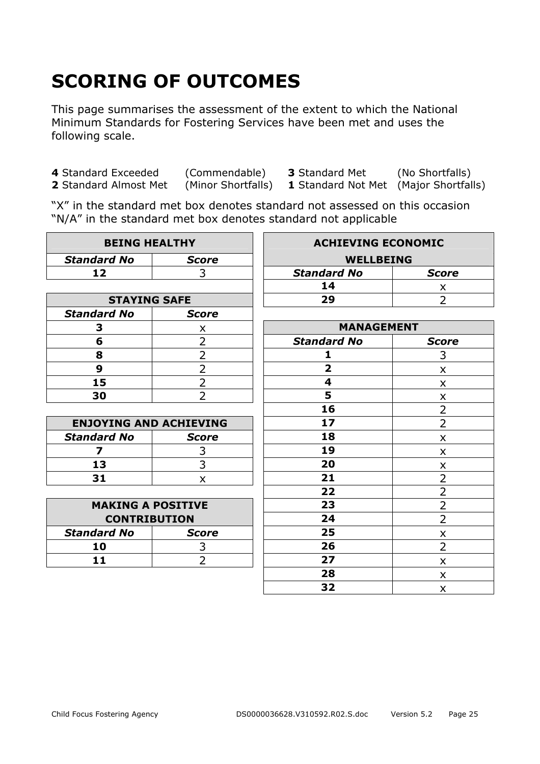# SCORING OF OUTCOMES

This page summarises the assessment of the extent to which the National Minimum Standards for Fostering Services have been met and uses the following scale.

**4** Standard Exceeded (Commendable) **3** Standard Met (No Shortfalls)
**2** Standard Almost Met (Minor Shortfalls) **1** Standard Not Met (Major Shortfalls)

"X" in the standard met box denotes standard not assessed on this occasion
"N/A" in the standard met box denotes standard not applicable

| BEING HEALTHY | |
|---|---|
| ***Standard No*** | ***Score*** |
| **12** | 3 |

| STAYING SAFE | |
|---|---|
| ***Standard No*** | ***Score*** |
| **3** | x |
| **6** | 2 |
| **8** | 2 |
| **9** | 2 |
| **15** | 2 |
| **30** | 2 |

| ENJOYING AND ACHIEVING | |
|---|---|
| ***Standard No*** | ***Score*** |
| **7** | 3 |
| **13** | 3 |
| **31** | x |

| MAKING A POSITIVE CONTRIBUTION | |
|---|---|
| ***Standard No*** | ***Score*** |
| **10** | 3 |
| **11** | 2 |

| ACHIEVING ECONOMIC WELLBEING | |
|---|---|
| ***Standard No*** | ***Score*** |
| **14** | x |
| **29** | 2 |

| MANAGEMENT | |
|---|---|
| ***Standard No*** | ***Score*** |
| **1** | 3 |
| **2** | x |
| **4** | x |
| **5** | x |
| **16** | 2 |
| **17** | 2 |
| **18** | x |
| **19** | x |
| **20** | x |
| **21** | 2 |
| **22** | 2 |
| **23** | 2 |
| **24** | 2 |
| **25** | x |
| **26** | 2 |
| **27** | x |
| **28** | x |
| **32** | x |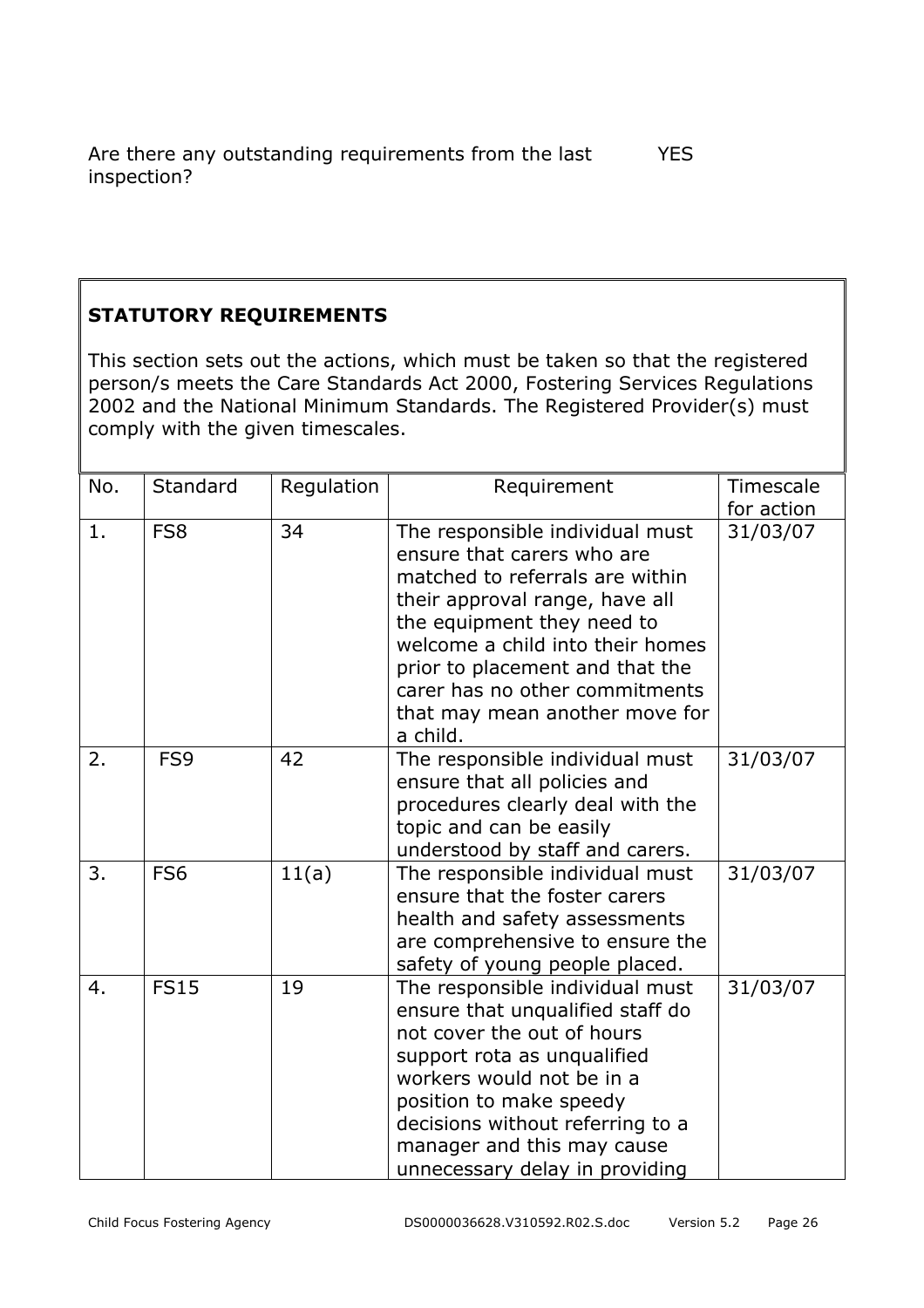Are there any outstanding requirements from the last inspection? YES

## STATUTORY REQUIREMENTS

This section sets out the actions, which must be taken so that the registered person/s meets the Care Standards Act 2000, Fostering Services Regulations 2002 and the National Minimum Standards. The Registered Provider(s) must comply with the given timescales.

| No. | Standard | Regulation | Requirement | Timescale for action |
|---|---|---|---|---|
| 1. | FS8 | 34 | The responsible individual must ensure that carers who are matched to referrals are within their approval range, have all the equipment they need to welcome a child into their homes prior to placement and that the carer has no other commitments that may mean another move for a child. | 31/03/07 |
| 2. | FS9 | 42 | The responsible individual must ensure that all policies and procedures clearly deal with the topic and can be easily understood by staff and carers. | 31/03/07 |
| 3. | FS6 | 11(a) | The responsible individual must ensure that the foster carers health and safety assessments are comprehensive to ensure the safety of young people placed. | 31/03/07 |
| 4. | FS15 | 19 | The responsible individual must ensure that unqualified staff do not cover the out of hours support rota as unqualified workers would not be in a position to make speedy decisions without referring to a manager and this may cause unnecessary delay in providing | 31/03/07 |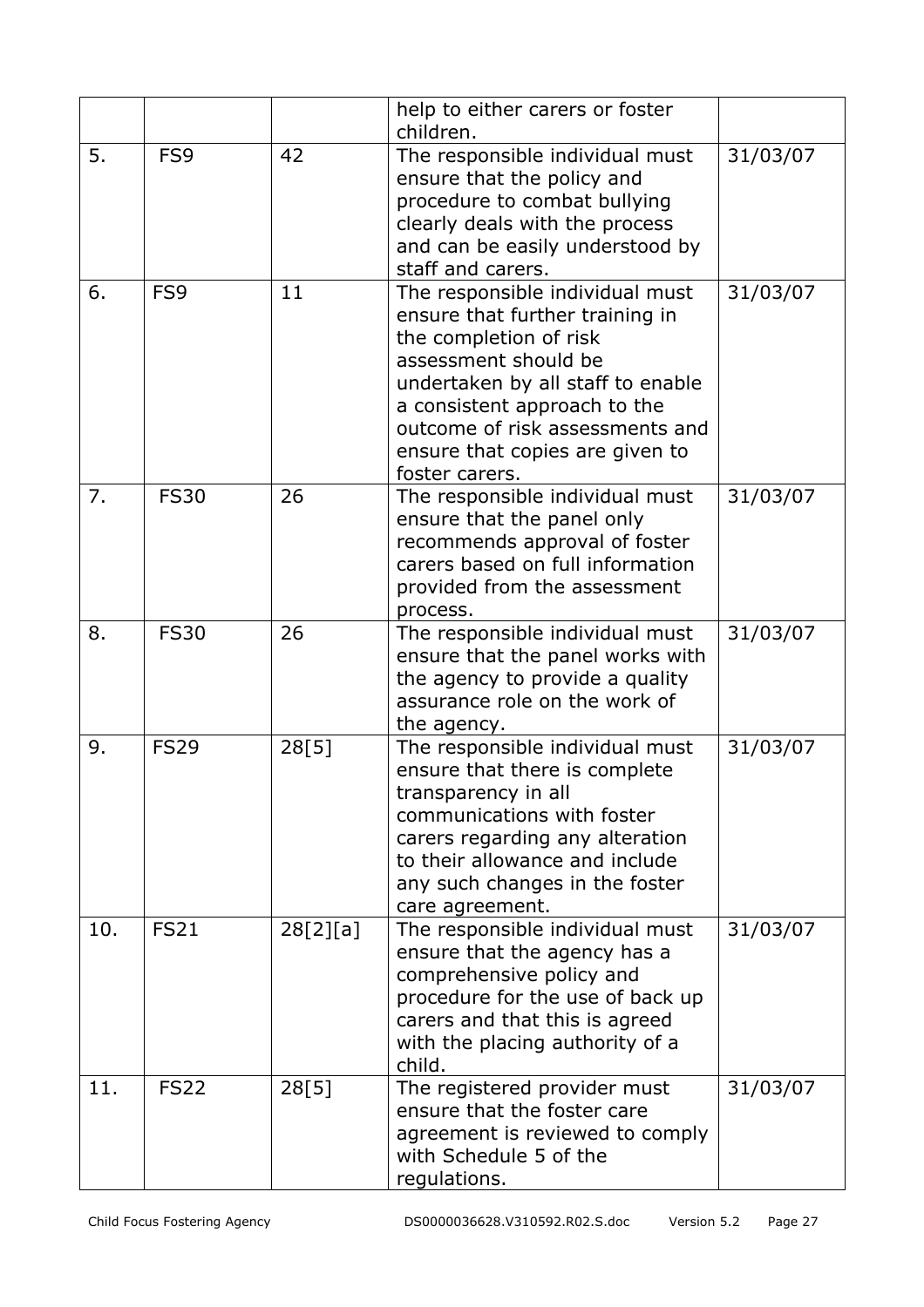| | | | | |
|---|---|---|---|---|
| | | | help to either carers or foster children. | |
| 5. | FS9 | 42 | The responsible individual must ensure that the policy and procedure to combat bullying clearly deals with the process and can be easily understood by staff and carers. | 31/03/07 |
| 6. | FS9 | 11 | The responsible individual must ensure that further training in the completion of risk assessment should be undertaken by all staff to enable a consistent approach to the outcome of risk assessments and ensure that copies are given to foster carers. | 31/03/07 |
| 7. | FS30 | 26 | The responsible individual must ensure that the panel only recommends approval of foster carers based on full information provided from the assessment process. | 31/03/07 |
| 8. | FS30 | 26 | The responsible individual must ensure that the panel works with the agency to provide a quality assurance role on the work of the agency. | 31/03/07 |
| 9. | FS29 | 28[5] | The responsible individual must ensure that there is complete transparency in all communications with foster carers regarding any alteration to their allowance and include any such changes in the foster care agreement. | 31/03/07 |
| 10. | FS21 | 28[2][a] | The responsible individual must ensure that the agency has a comprehensive policy and procedure for the use of back up carers and that this is agreed with the placing authority of a child. | 31/03/07 |
| 11. | FS22 | 28[5] | The registered provider must ensure that the foster care agreement is reviewed to comply with Schedule 5 of the regulations. | 31/03/07 |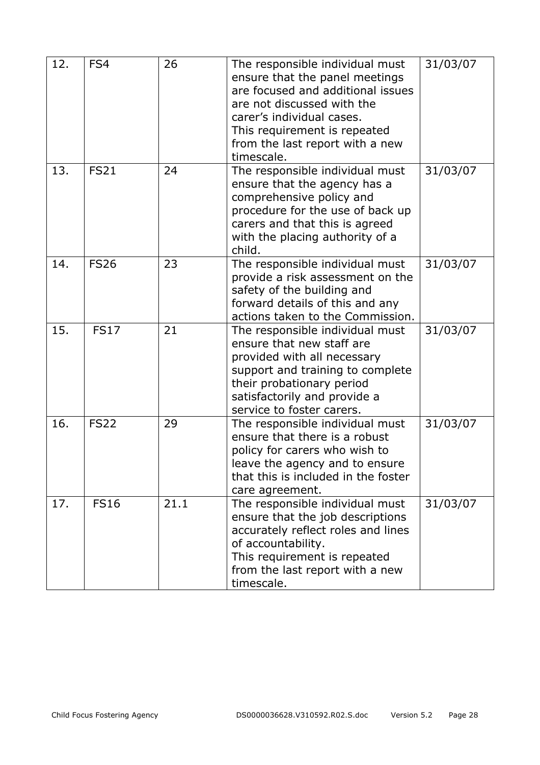| | | | | |
|---|---|---|---|---|
| 12. | FS4 | 26 | The responsible individual must ensure that the panel meetings are focused and additional issues are not discussed with the carer's individual cases.<br>This requirement is repeated from the last report with a new timescale. | 31/03/07 |
| 13. | FS21 | 24 | The responsible individual must ensure that the agency has a comprehensive policy and procedure for the use of back up carers and that this is agreed with the placing authority of a child. | 31/03/07 |
| 14. | FS26 | 23 | The responsible individual must provide a risk assessment on the safety of the building and forward details of this and any actions taken to the Commission. | 31/03/07 |
| 15. | FS17 | 21 | The responsible individual must ensure that new staff are provided with all necessary support and training to complete their probationary period satisfactorily and provide a service to foster carers. | 31/03/07 |
| 16. | FS22 | 29 | The responsible individual must ensure that there is a robust policy for carers who wish to leave the agency and to ensure that this is included in the foster care agreement. | 31/03/07 |
| 17. | FS16 | 21.1 | The responsible individual must ensure that the job descriptions accurately reflect roles and lines of accountability.<br>This requirement is repeated from the last report with a new timescale. | 31/03/07 |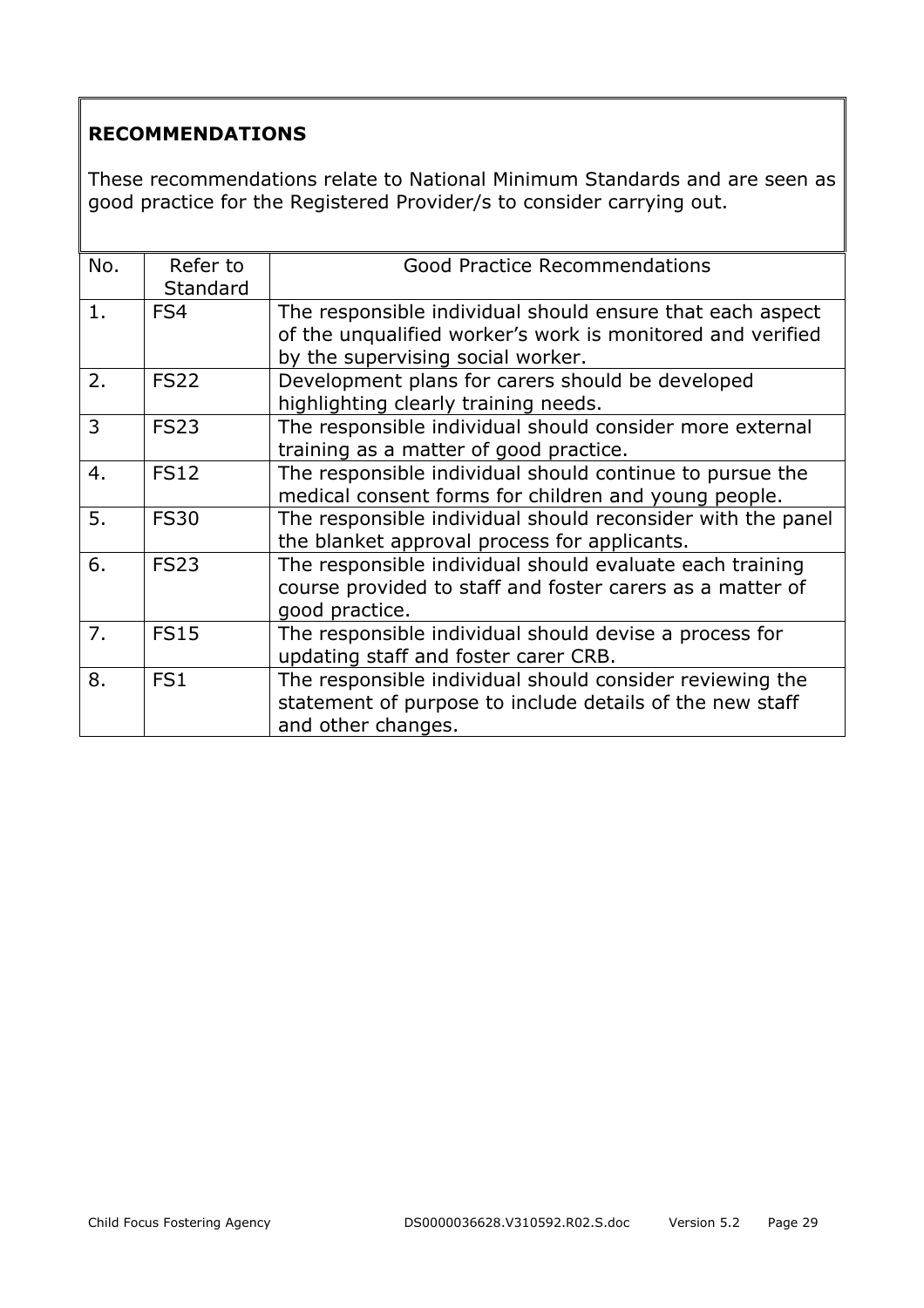## RECOMMENDATIONS

These recommendations relate to National Minimum Standards and are seen as good practice for the Registered Provider/s to consider carrying out.

| No. | Refer to Standard | Good Practice Recommendations |
|---|---|---|
| 1. | FS4 | The responsible individual should ensure that each aspect of the unqualified worker's work is monitored and verified by the supervising social worker. |
| 2. | FS22 | Development plans for carers should be developed highlighting clearly training needs. |
| 3 | FS23 | The responsible individual should consider more external training as a matter of good practice. |
| 4. | FS12 | The responsible individual should continue to pursue the medical consent forms for children and young people. |
| 5. | FS30 | The responsible individual should reconsider with the panel the blanket approval process for applicants. |
| 6. | FS23 | The responsible individual should evaluate each training course provided to staff and foster carers as a matter of good practice. |
| 7. | FS15 | The responsible individual should devise a process for updating staff and foster carer CRB. |
| 8. | FS1 | The responsible individual should consider reviewing the statement of purpose to include details of the new staff and other changes. |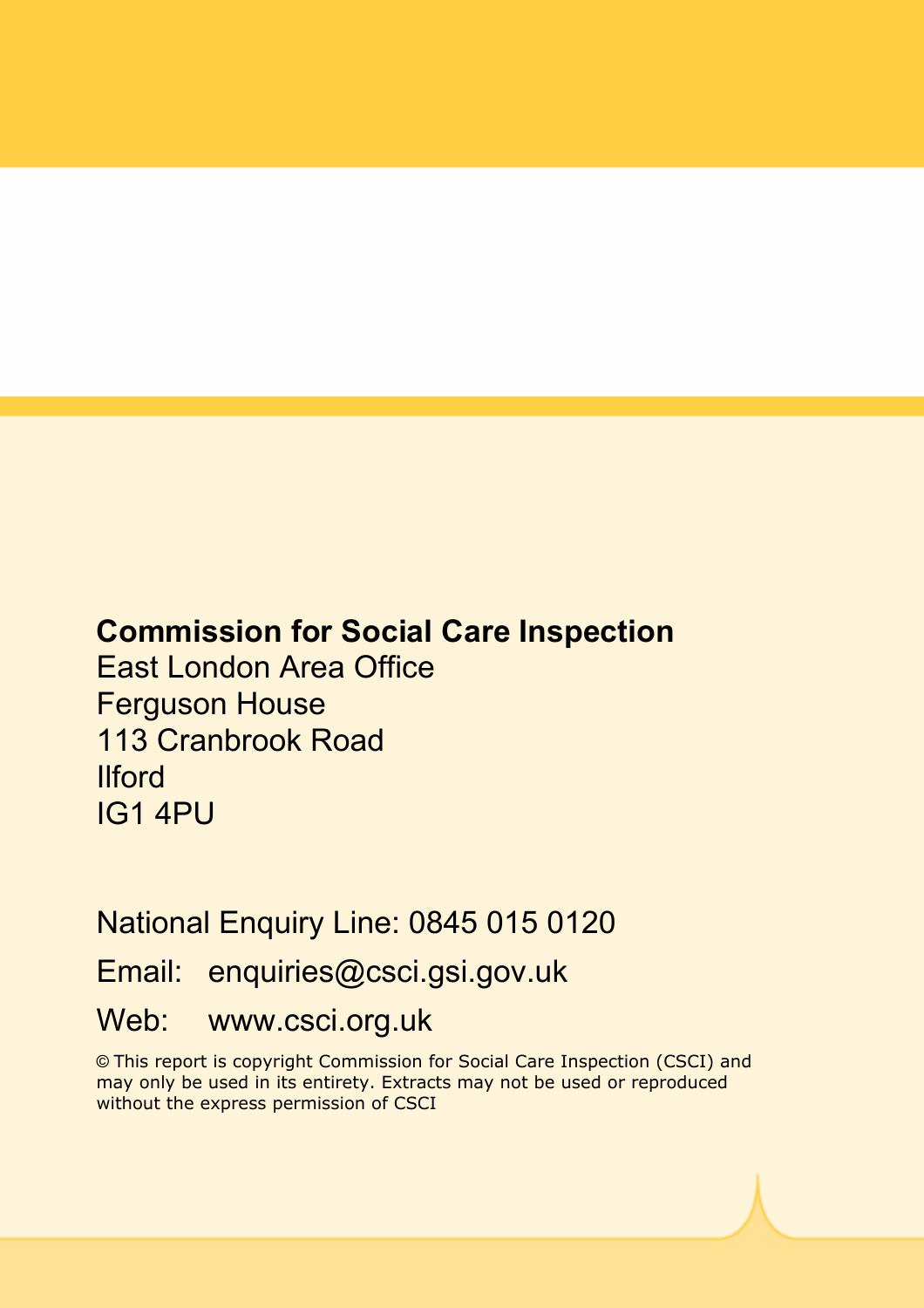**Commission for Social Care Inspection**
East London Area Office
Ferguson House
113 Cranbrook Road
Ilford
IG1 4PU

National Enquiry Line: 0845 015 0120

Email: enquiries@csci.gsi.gov.uk

Web: www.csci.org.uk

© This report is copyright Commission for Social Care Inspection (CSCI) and may only be used in its entirety. Extracts may not be used or reproduced without the express permission of CSCI